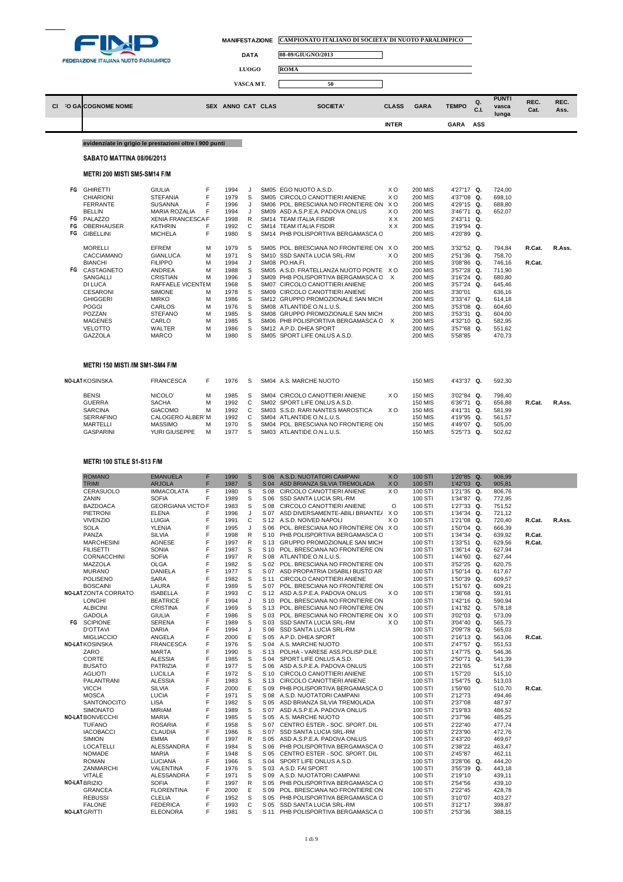FEDERAZIONE ITALIANA NUOTO PARALIMPICO

| | |
|---|---|
| MANIFESTAZIONE | CAMPIONATO ITALIANO DI SOCIETA' DI NUOTO PARALIMPICO |
| DATA | 08-09/GIUGNO/2013 |
| LUOGO | ROMA |
| VASCA MT. | 50 |

evidenziate in grigio le prestazioni oltre i 900 punti

## SABATO MATTINA 08/06/2013

### METRI 200 MISTI SM5-SM14 F/M

| CI FO GA | COGNOME NOME | | SEX | ANNO | CAT | CLAS | SOCIETA' | CLASS INTER | GARA | TEMPO GARA | Q. C.I. ASS | PUNTI vasca lunga | REC. Cat. | REC. Ass. |
|---|---|---|---|---|---|---|---|---|---|---|---|---|---|---|
| FG | GHIRETTI | GIULIA | F | 1994 | J | SM05 | EGO NUOTO A.S.D. | X O | 200 MIS | 4'27"17 | Q. | 724,00 | | |
| | CHIARIONI | STEFANIA | F | 1979 | S | SM05 | CIRCOLO CANOTTIERI ANIENE | X O | 200 MIS | 4'37"08 | Q. | 698,10 | | |
| | FERRANTE | SUSANNA | F | 1996 | J | SM06 | POL. BRESCIANA NO FRONTIERE ON | X O | 200 MIS | 4'29"15 | Q. | 688,80 | | |
| | BELLIN | MARIA ROZALIA | F | 1994 | J | SM09 | ASD A.S.P.E.A. PADOVA ONLUS | X O | 200 MIS | 3'46"71 | Q. | 652,07 | | |
| FG | PALAZZO | XENIA FRANCESCA | F | 1998 | R | SM14 | TEAM ITALIA FISDIR | X X | 200 MIS | 2'43"11 | Q. | | | |
| FG | OBERHAUSER | KATHRIN | F | 1992 | C | SM14 | TEAM ITALIA FISDIR | X X | 200 MIS | 3'19"94 | Q. | | | |
| FG | GIBELLINI | MICHELA | F | 1980 | S | SM14 | PHB POLISPORTIVA BERGAMASCA O | | 200 MIS | 4'20"89 | Q. | | | |
| | MORELLI | EFREM | M | 1979 | S | SM05 | POL. BRESCIANA NO FRONTIERE ON | X O | 200 MIS | 3'32"52 | Q. | 794,84 | R.Cat. | R.Ass. |
| | CACCIAMANO | GIANLUCA | M | 1971 | S | SM10 | SSD SANTA LUCIA SRL-RM | X O | 200 MIS | 2'51"36 | Q. | 758,70 | | |
| | BIANCHI | FILIPPO | M | 1994 | J | SM08 | PO.HA.FI. | | 200 MIS | 3'08"86 | Q. | 746,16 | R.Cat. | |
| FG | CASTAGNETO | ANDREA | M | 1988 | S | SM05 | A.S.D. FRATELLANZA NUOTO PONTE | X O | 200 MIS | 3'57"28 | Q. | 711,90 | | |
| | SANGALLI | CRISTIAN | M | 1996 | J | SM09 | PHB POLISPORTIVA BERGAMASCA O | X | 200 MIS | 3'16"24 | Q. | 680,80 | | |
| | DI LUCA | RAFFAELE VICENTE | M | 1968 | S | SM07 | CIRCOLO CANOTTIERI ANIENE | | 200 MIS | 3'57"24 | Q. | 645,46 | | |
| | CESARONI | SIMONE | M | 1978 | S | SM09 | CIRCOLO CANOTTIERI ANIENE | | 200 MIS | 3'30"01 | | 636,16 | | |
| | GHIGGERI | MIRKO | M | 1986 | S | SM12 | GRUPPO PROMOZIONALE SAN MICH | | 200 MIS | 3'33"47 | Q. | 614,18 | | |
| | POGGI | CARLOS | M | 1976 | S | SM08 | ATLANTIDE O.N.L.U.S. | | 200 MIS | 3'53"08 | Q. | 604,60 | | |
| | POZZAN | STEFANO | M | 1985 | S | SM08 | GRUPPO PROMOZIONALE SAN MICH | | 200 MIS | 3'53"31 | Q. | 604,00 | | |
| | MAGENES | CARLO | M | 1985 | S | SM06 | PHB POLISPORTIVA BERGAMASCA O | X | 200 MIS | 4'32"10 | Q. | 582,95 | | |
| | VELOTTO | WALTER | M | 1986 | S | SM12 | A.P.D. DHEA SPORT | | 200 MIS | 3'57"68 | Q. | 551,62 | | |
| | GAZZOLA | MARCO | M | 1980 | S | SM05 | SPORT LIFE ONLUS A.S.D. | | 200 MIS | 5'58"85 | | 470,73 | | |

### METRI 150 MISTI /IM SM1-SM4 F/M

| CI FO GA | COGNOME NOME | | SEX | ANNO | CAT | CLAS | SOCIETA' | CLASS INTER | GARA | TEMPO GARA | Q. C.I. ASS | PUNTI vasca lunga | REC. Cat. | REC. Ass. |
|---|---|---|---|---|---|---|---|---|---|---|---|---|---|---|
| NO-LAT | KOSINSKA | FRANCESCA | F | 1976 | S | SM04 | A.S. MARCHE NUOTO | | 150 MIS | 4'43"37 | Q. | 592,30 | | |
| | BENSI | NICOLO' | M | 1985 | S | SM04 | CIRCOLO CANOTTIERI ANIENE | X O | 150 MIS | 3'02"84 | Q. | 798,40 | | |
| | GUERRA | SACHA | M | 1992 | C | SM02 | SPORT LIFE ONLUS A.S.D. | | 150 MIS | 6'36"71 | Q. | 656,88 | R.Cat. | R.Ass. |
| | SARCINA | GIACOMO | M | 1992 | C | SM03 | S.S.D. RARI NANTES MAROSTICA | X O | 150 MIS | 4'41"31 | Q. | 581,99 | | |
| | SERRAFINO | CALOGERO ALBERTO | M | 1992 | C | SM04 | ATLANTIDE O.N.L.U.S. | | 150 MIS | 4'19"95 | Q. | 561,57 | | |
| | MARTELLI | MASSIMO | M | 1970 | S | SM04 | POL. BRESCIANA NO FRONTIERE ON | | 150 MIS | 4'49"07 | Q. | 505,00 | | |
| | GASPARINI | YURI GIUSEPPE | M | 1977 | S | SM03 | ATLANTIDE O.N.L.U.S. | | 150 MIS | 5'25"73 | Q. | 502,62 | | |

### METRI 100 STILE S1-S13 F/M

| CI FO GA | COGNOME NOME | | SEX | ANNO | CAT | CLAS | SOCIETA' | CLASS INTER | GARA | TEMPO GARA | Q. C.I. ASS | PUNTI vasca lunga | REC. Cat. | REC. Ass. |
|---|---|---|---|---|---|---|---|---|---|---|---|---|---|---|
| | ROMANO | EMANUELA | F | 1990 | S | S 06 | A.S.D. NUOTATORI CAMPANI | X O | 100 STI | 1'20"85 | Q. | 906,99 | | |
| | TRIMI | ARJOLA | F | 1987 | S | S 04 | ASD BRIANZA SILVIA TREMOLADA | X O | 100 STI | 1'42"03 | Q. | 905,81 | | |
| | CERASUOLO | IMMACOLATA | F | 1980 | S | S 08 | CIRCOLO CANOTTIERI ANIENE | X O | 100 STI | 1'21"35 | Q. | 806,76 | | |
| | ZANIN | SOFIA | F | 1989 | S | S 06 | SSD SANTA LUCIA SRL-RM | | 100 STI | 1'34"87 | Q. | 772,95 | | |
| | BAZDOACA | GEORGIANA VICTO | F | 1983 | S | S 08 | CIRCOLO CANOTTIERI ANIENE | O | 100 STI | 1'27"33 | Q. | 751,52 | | |
| | PIETRONI | ELENA | F | 1996 | J | S 07 | ASD DIVERSAMENTE-ABILI BRIANTE | X O | 100 STI | 1'34"34 | Q. | 721,12 | | |
| | VIVENZIO | LUIGIA | F | 1991 | C | S 12 | A.S.D. NOIVED NAPOLI | X O | 100 STI | 1'21"08 | Q. | 720,40 | R.Cat. | R.Ass. |
| | SOLA | YLENIA | F | 1995 | J | S 06 | POL. BRESCIANA NO FRONTIERE ON | X O | 100 STI | 1'50"04 | Q. | 666,39 | | |
| | PANZA | SILVIA | F | 1998 | R | S 10 | PHB POLISPORTIVA BERGAMASCA O | | 100 STI | 1'34"34 | Q. | 639,92 | R.Cat. | |
| | MARCHESINI | AGNESE | F | 1997 | R | S 13 | GRUPPO PROMOZIONALE SAN MICH | | 100 STI | 1'33"51 | Q. | 629,56 | R.Cat. | |
| | FILISETTI | SONIA | F | 1987 | S | S 10 | POL. BRESCIANA NO FRONTIERE ON | | 100 STI | 1'36"14 | Q. | 627,94 | | |
| | CORNACCHINI | SOFIA | F | 1997 | R | S 08 | ATLANTIDE O.N.L.U.S. | | 100 STI | 1'44"60 | Q. | 627,44 | | |
| | MAZZOLA | OLGA | F | 1982 | S | S 02 | POL. BRESCIANA NO FRONTIERE ON | | 100 STI | 3'52"25 | Q. | 620,75 | | |
| | MURANO | DANIELA | F | 1977 | S | S 07 | ASD PROPATRIA DISABILI BUSTO AR | | 100 STI | 1'50"14 | Q. | 617,67 | | |
| | POLISENO | SARA | F | 1982 | S | S 11 | CIRCOLO CANOTTIERI ANIENE | | 100 STI | 1'50"39 | Q. | 609,57 | | |
| | BOSCAINI | LAURA | F | 1989 | S | S 07 | POL. BRESCIANA NO FRONTIERE ON | | 100 STI | 1'51"67 | Q. | 609,21 | | |
| NO-LAT | ZONTA CORRATO | ISABELLA | F | 1993 | C | S 12 | ASD A.S.P.E.A. PADOVA ONLUS | X O | 100 STI | 1'38"68 | Q. | 591,91 | | |
| | LONGHI | BEATRICE | F | 1994 | J | S 10 | POL. BRESCIANA NO FRONTIERE ON | | 100 STI | 1'42"16 | Q. | 590,94 | | |
| | ALBICINI | CRISTINA | F | 1969 | S | S 13 | POL. BRESCIANA NO FRONTIERE ON | | 100 STI | 1'41"82 | Q. | 578,18 | | |
| | GADOLA | GIULIA | F | 1986 | S | S 03 | POL. BRESCIANA NO FRONTIERE ON | X O | 100 STI | 3'02"03 | Q. | 573,09 | | |
| FG | SCIPIONE | SERENA | F | 1989 | S | S 03 | SSD SANTA LUCIA SRL-RM | X O | 100 STI | 3'04"40 | Q. | 565,73 | | |
| | D'OTTAVI | DARIA | F | 1994 | J | S 06 | SSD SANTA LUCIA SRL-RM | | 100 STI | 2'09"78 | Q. | 565,03 | | |
| | MIGLIACCIO | ANGELA | F | 2000 | E | S 05 | A.P.D. DHEA SPORT | | 100 STI | 2'16"13 | Q. | 563,06 | R.Cat. | |
| NO-LAT | KOSINSKA | FRANCESCA | F | 1976 | S | S 04 | A.S. MARCHE NUOTO | | 100 STI | 2'47"57 | Q. | 551,53 | | |
| | ZARO | MARTA | F | 1990 | S | S 13 | POLHA - VARESE ASS.POLISP.DILE | | 100 STI | 1'47"75 | Q. | 546,36 | | |
| | CORTE | ALESSIA | F | 1985 | S | S 04 | SPORT LIFE ONLUS A.S.D. | | 100 STI | 2'50"71 | Q. | 541,39 | | |
| | BUSATO | PATRIZIA | F | 1977 | S | S 06 | ASD A.S.P.E.A. PADOVA ONLUS | | 100 STI | 2'21"65 | | 517,68 | | |
| | AGLIOTI | LUCILLA | F | 1972 | S | S 10 | CIRCOLO CANOTTIERI ANIENE | | 100 STI | 1'57"20 | | 515,10 | | |
| | PALANTRANI | ALESSIA | F | 1983 | S | S 13 | CIRCOLO CANOTTIERI ANIENE | | 100 STI | 1'54"75 | Q. | 513,03 | | |
| | VICCH | SILVIA | F | 2000 | E | S 09 | PHB POLISPORTIVA BERGAMASCA O | | 100 STI | 1'59"60 | | 510,70 | R.Cat. | |
| | MOSCA | LUCIA | F | 1971 | S | S 08 | A.S.D. NUOTATORI CAMPANI | | 100 STI | 2'12"73 | | 494,46 | | |
| | SANTONOCITO | LISA | F | 1982 | S | S 05 | ASD BRIANZA SILVIA TREMOLADA | | 100 STI | 2'37"08 | | 487,97 | | |
| | SIMONATO | MIRIAM | F | 1989 | S | S 07 | ASD A.S.P.E.A. PADOVA ONLUS | | 100 STI | 2'19"83 | | 486,52 | | |
| NO-LAT | BONVECCHI | MARIA | F | 1985 | S | S 05 | A.S. MARCHE NUOTO | | 100 STI | 2'37"96 | | 485,25 | | |
| | TUFANO | ROSARIA | F | 1958 | S | S 07 | CENTRO ESTER - SOC. SPORT. DIL | | 100 STI | 2'22"40 | | 477,74 | | |
| | IACOBACCI | CLAUDIA | F | 1986 | S | S 07 | SSD SANTA LUCIA SRL-RM | | 100 STI | 2'23"90 | | 472,76 | | |
| | SIMION | EMMA | F | 1997 | R | S 05 | ASD A.S.P.E.A. PADOVA ONLUS | | 100 STI | 2'43"20 | | 469,67 | | |
| | LOCATELLI | ALESSANDRA | F | 1984 | S | S 06 | PHB POLISPORTIVA BERGAMASCA O | | 100 STI | 2'38"22 | | 463,47 | | |
| | NOMADE | MARIA | F | 1948 | S | S 05 | CENTRO ESTER - SOC. SPORT. DIL | | 100 STI | 2'45"87 | | 462,11 | | |
| | ROMAN | LUCIANA | F | 1966 | S | S 04 | SPORT LIFE ONLUS A.S.D. | | 100 STI | 3'28"06 | Q. | 444,20 | | |
| | ZANMARCHI | VALENTINA | F | 1976 | S | S 03 | A.S.D. FAI SPORT | | 100 STI | 3'55"39 | Q. | 443,18 | | |
| | VITALE | ALESSANDRA | F | 1971 | S | S 09 | A.S.D. NUOTATORI CAMPANI | | 100 STI | 2'19"10 | | 439,11 | | |
| NO-LAT | BRIZIO | SOFIA | F | 1997 | R | S 05 | PHB POLISPORTIVA BERGAMASCA O | | 100 STI | 2'54"56 | | 439,10 | | |
| | GRANCEA | FLORENTINA | F | 2000 | E | S 09 | POL. BRESCIANA NO FRONTIERE ON | | 100 STI | 2'22"45 | | 428,78 | | |
| | REBUSSI | CLELIA | F | 1952 | S | S 05 | PHB POLISPORTIVA BERGAMASCA O | | 100 STI | 3'10"07 | | 403,27 | | |
| | FALONE | FEDERICA | F | 1993 | C | S 05 | SSD SANTA LUCIA SRL-RM | | 100 STI | 3'12"17 | | 398,87 | | |
| NO-LAT | GRITTI | ELEONORA | F | 1981 | S | S 11 | PHB POLISPORTIVA BERGAMASCA O | | 100 STI | 2'53"36 | | 388,15 | | |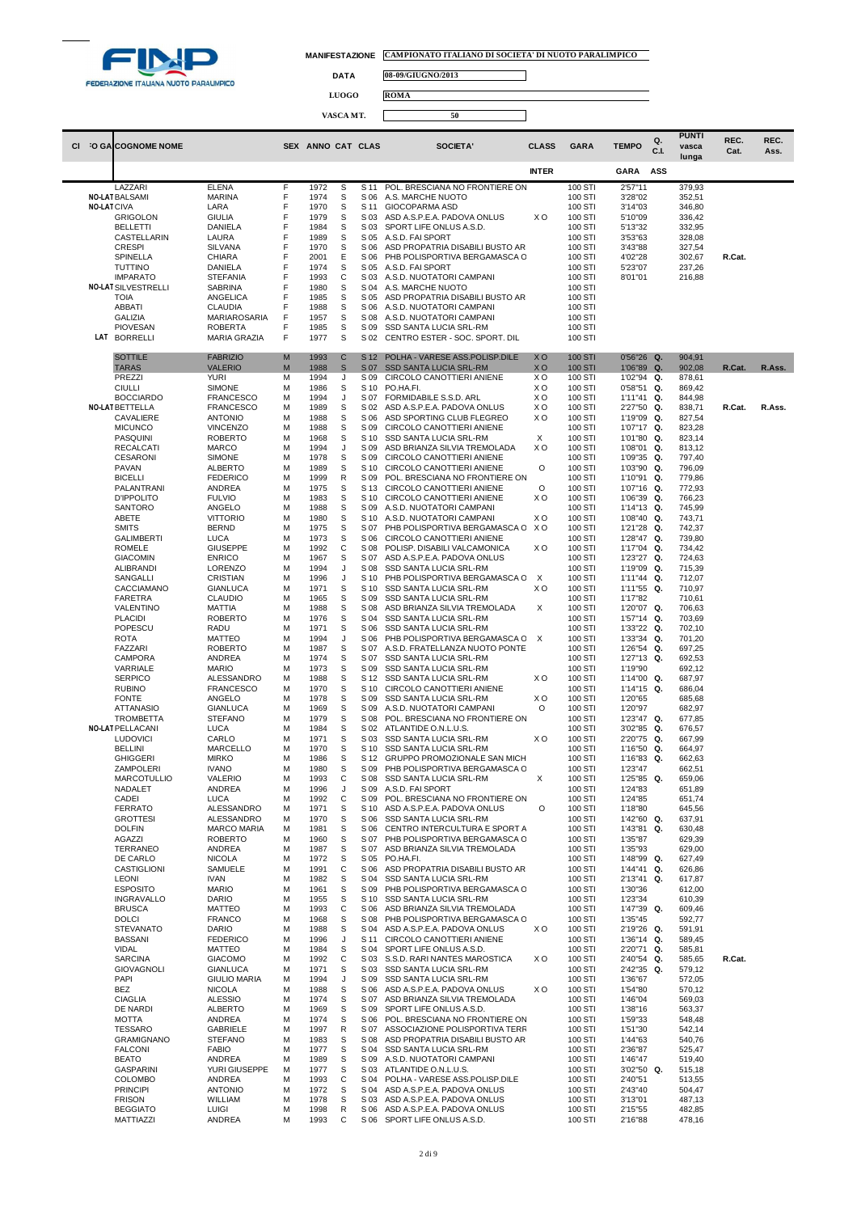FEDERAZIONE ITALIANA NUOTO PARALIMPICO

**MANIFESTAZIONE** CAMPIONATO ITALIANO DI SOCIETA' DI NUOTO PARALIMPICO

**DATA** 08-09/GIUGNO/2013

**LUOGO** ROMA

**VASCA MT.** 50

| CL | FO GA | COGNOME NOME | | SEX | ANNO | CAT | CLAS | SOCIETA' | CLASS | GARA | TEMPO | Q. C.I. | PUNTI vasca lunga | REC. Cat. | REC. Ass. |
|---|---|---|---|---|---|---|---|---|---|---|---|---|---|---|---|
| | | | | | | | | | INTER | | GARA | ASS | | | |
| | | LAZZARI | ELENA | F | 1972 | S | S 11 | POL. BRESCIANA NO FRONTIERE ON | | 100 STI | 2'57"11 | | 379,93 | | |
| | NO-LAT | BALSAMI | MARINA | F | 1974 | S | S 06 | A.S. MARCHE NUOTO | | 100 STI | 3'28"02 | | 352,51 | | |
| | NO-LAT | CIVA | LARA | F | 1970 | S | S 11 | GIOCOPARMA ASD | | 100 STI | 3'14"03 | | 346,80 | | |
| | | GRIGOLON | GIULIA | F | 1979 | S | S 03 | ASD A.S.P.E.A. PADOVA ONLUS | X O | 100 STI | 5'10"09 | | 336,42 | | |
| | | BELLETTI | DANIELA | F | 1984 | S | S 03 | SPORT LIFE ONLUS A.S.D. | | 100 STI | 5'13"32 | | 332,95 | | |
| | | CASTELLARIN | LAURA | F | 1989 | S | S 05 | A.S.D. FAI SPORT | | 100 STI | 3'53"63 | | 328,08 | | |
| | | CRESPI | SILVANA | F | 1970 | S | S 06 | ASD PROPATRIA DISABILI BUSTO AR | | 100 STI | 3'43"88 | | 327,54 | | |
| | | SPINELLA | CHIARA | F | 2001 | E | S 06 | PHB POLISPORTIVA BERGAMASCA O | | 100 STI | 4'02"28 | | 302,67 | R.Cat. | |
| | | TUTTINO | DANIELA | F | 1974 | S | S 05 | A.S.D. FAI SPORT | | 100 STI | 5'23"07 | | 237,26 | | |
| | | IMPARATO | STEFANIA | F | 1993 | C | S 03 | A.S.D. NUOTATORI CAMPANI | | 100 STI | 8'01"01 | | 216,88 | | |
| | NO-LAT | SILVESTRELLI | SABRINA | F | 1980 | S | S 04 | A.S. MARCHE NUOTO | | 100 STI | | | | | |
| | | TOIA | ANGELICA | F | 1985 | S | S 05 | ASD PROPATRIA DISABILI BUSTO AR | | 100 STI | | | | | |
| | | ABBATI | CLAUDIA | F | 1988 | S | S 06 | A.S.D. NUOTATORI CAMPANI | | 100 STI | | | | | |
| | | GALIZIA | MARIAROSARIA | F | 1957 | S | S 08 | A.S.D. NUOTATORI CAMPANI | | 100 STI | | | | | |
| | | PIOVESAN | ROBERTA | F | 1985 | S | S 09 | SSD SANTA LUCIA SRL-RM | | 100 STI | | | | | |
| | LAT | BORRELLI | MARIA GRAZIA | F | 1977 | S | S 02 | CENTRO ESTER - SOC. SPORT. DIL | | 100 STI | | | | | |
| | | SOTTILE | FABRIZIO | M | 1993 | C | S 12 | POLHA - VARESE ASS.POLISP.DILE | X O | 100 STI | 0'56"26 | Q. | 904,91 | | |
| | | TARAS | VALERIO | M | 1988 | S | S 07 | SSD SANTA LUCIA SRL-RM | X O | 100 STI | 1'06"89 | Q. | 902,08 | R.Cat. | R.Ass. |
| | | PREZZI | YURI | M | 1994 | J | S 09 | CIRCOLO CANOTTIERI ANIENE | X O | 100 STI | 1'02"94 | Q. | 878,61 | | |
| | | CIULLI | SIMONE | M | 1986 | S | S 10 | PO.HA.FI. | X O | 100 STI | 0'58"51 | Q. | 869,42 | | |
| | | BOCCIARDO | FRANCESCO | M | 1994 | J | S 07 | FORMIDABILE S.S.D. ARL | X O | 100 STI | 1'11"41 | Q. | 844,98 | | |
| | NO-LAT | BETTELLA | FRANCESCO | M | 1989 | S | S 02 | ASD A.S.P.E.A. PADOVA ONLUS | X O | 100 STI | 2'27"50 | Q. | 838,71 | R.Cat. | R.Ass. |
| | | CAVALIERE | ANTONIO | M | 1988 | S | S 06 | ASD SPORTING CLUB FLEGREO | X O | 100 STI | 1'19"09 | Q. | 827,54 | | |
| | | MICUNCO | VINCENZO | M | 1988 | S | S 09 | CIRCOLO CANOTTIERI ANIENE | | 100 STI | 1'07"17 | Q. | 823,28 | | |
| | | PASQUINI | ROBERTO | M | 1968 | S | S 10 | SSD SANTA LUCIA SRL-RM | X | 100 STI | 1'01"80 | Q. | 823,14 | | |
| | | RECALCATI | MARCO | M | 1994 | J | S 09 | ASD BRIANZA SILVIA TREMOLADA | X O | 100 STI | 1'08"01 | Q. | 813,12 | | |
| | | CESARONI | SIMONE | M | 1978 | S | S 09 | CIRCOLO CANOTTIERI ANIENE | | 100 STI | 1'09"35 | Q. | 797,40 | | |
| | | PAVAN | ALBERTO | M | 1989 | S | S 10 | CIRCOLO CANOTTIERI ANIENE | O | 100 STI | 1'03"90 | Q. | 796,09 | | |
| | | BICELLI | FEDERICO | M | 1999 | R | S 09 | POL. BRESCIANA NO FRONTIERE ON | | 100 STI | 1'10"91 | Q. | 779,86 | | |
| | | PALANTRANI | ANDREA | M | 1975 | S | S 13 | CIRCOLO CANOTTIERI ANIENE | O | 100 STI | 1'07"16 | Q. | 772,93 | | |
| | | D'IPPOLITO | FULVIO | M | 1983 | S | S 10 | CIRCOLO CANOTTIERI ANIENE | X O | 100 STI | 1'06"39 | Q. | 766,23 | | |
| | | SANTORO | ANGELO | M | 1988 | S | S 09 | A.S.D. NUOTATORI CAMPANI | | 100 STI | 1'14"13 | Q. | 745,99 | | |
| | | ABETE | VITTORIO | M | 1980 | S | S 10 | A.S.D. NUOTATORI CAMPANI | X O | 100 STI | 1'08"40 | Q. | 743,71 | | |
| | | SMITS | BERND | M | 1975 | S | S 07 | PHB POLISPORTIVA BERGAMASCA O | X O | 100 STI | 1'21"28 | Q. | 742,37 | | |
| | | GALIMBERTI | LUCA | M | 1973 | S | S 06 | CIRCOLO CANOTTIERI ANIENE | | 100 STI | 1'28"47 | Q. | 739,80 | | |
| | | ROMELE | GIUSEPPE | M | 1992 | C | S 08 | POLISP. DISABILI VALCAMONICA | X O | 100 STI | 1'17"04 | Q. | 734,42 | | |
| | | GIACOMIN | ENRICO | M | 1967 | S | S 07 | ASD A.S.P.E.A. PADOVA ONLUS | | 100 STI | 1'23"27 | Q. | 724,63 | | |
| | | ALIBRANDI | LORENZO | M | 1994 | J | S 08 | SSD SANTA LUCIA SRL-RM | | 100 STI | 1'19"09 | Q. | 715,39 | | |
| | | SANGALLI | CRISTIAN | M | 1996 | J | S 10 | PHB POLISPORTIVA BERGAMASCA O | X | 100 STI | 1'11"44 | Q. | 712,07 | | |
| | | CACCIAMANO | GIANLUCA | M | 1971 | S | S 10 | SSD SANTA LUCIA SRL-RM | X O | 100 STI | 1'11"55 | Q. | 710,97 | | |
| | | FARETRA | CLAUDIO | M | 1965 | S | S 09 | SSD SANTA LUCIA SRL-RM | | 100 STI | 1'17"82 | | 710,61 | | |
| | | VALENTINO | MATTIA | M | 1988 | S | S 08 | ASD BRIANZA SILVIA TREMOLADA | X | 100 STI | 1'20"07 | Q. | 706,63 | | |
| | | PLACIDI | ROBERTO | M | 1976 | S | S 04 | SSD SANTA LUCIA SRL-RM | | 100 STI | 1'57"14 | Q. | 703,69 | | |
| | | POPESCU | RADU | M | 1971 | S | S 06 | SSD SANTA LUCIA SRL-RM | | 100 STI | 1'33"22 | Q. | 702,10 | | |
| | | ROTA | MATTEO | M | 1994 | J | S 06 | PHB POLISPORTIVA BERGAMASCA O | X | 100 STI | 1'33"34 | Q. | 701,20 | | |
| | | FAZZARI | ROBERTO | M | 1987 | S | S 07 | A.S.D. FRATELLANZA NUOTO PONTE | | 100 STI | 1'26"54 | Q. | 697,25 | | |
| | | CAMPORA | ANDREA | M | 1974 | S | S 07 | SSD SANTA LUCIA SRL-RM | | 100 STI | 1'27"13 | Q. | 692,53 | | |
| | | VARRIALE | MARIO | M | 1973 | S | S 09 | SSD SANTA LUCIA SRL-RM | | 100 STI | 1'19"90 | | 692,12 | | |
| | | SERPICO | ALESSANDRO | M | 1988 | S | S 12 | SSD SANTA LUCIA SRL-RM | X O | 100 STI | 1'14"00 | Q. | 687,97 | | |
| | | RUBINO | FRANCESCO | M | 1970 | S | S 10 | CIRCOLO CANOTTIERI ANIENE | | 100 STI | 1'14"15 | Q. | 686,04 | | |
| | | FONTE | ANGELO | M | 1978 | S | S 09 | SSD SANTA LUCIA SRL-RM | X O | 100 STI | 1'20"65 | | 685,68 | | |
| | | ATTANASIO | GIANLUCA | M | 1969 | S | S 09 | A.S.D. NUOTATORI CAMPANI | O | 100 STI | 1'20"97 | | 682,97 | | |
| | | TROMBETTA | STEFANO | M | 1979 | S | S 08 | POL. BRESCIANA NO FRONTIERE ON | | 100 STI | 1'23"47 | Q. | 677,85 | | |
| | NO-LAT | PELLACANI | LUCA | M | 1984 | S | S 02 | ATLANTIDE O.N.L.U.S. | | 100 STI | 3'02"85 | Q. | 676,57 | | |
| | | LUDOVICI | CARLO | M | 1971 | S | S 03 | SSD SANTA LUCIA SRL-RM | X O | 100 STI | 2'20"75 | Q. | 667,99 | | |
| | | BELLINI | MARCELLO | M | 1970 | S | S 10 | SSD SANTA LUCIA SRL-RM | | 100 STI | 1'16"50 | Q. | 664,97 | | |
| | | GHIGGERI | MIRKO | M | 1986 | S | S 12 | GRUPPO PROMOZIONALE SAN MICH | | 100 STI | 1'16"83 | Q. | 662,63 | | |
| | | ZAMPOLERI | IVANO | M | 1980 | S | S 09 | PHB POLISPORTIVA BERGAMASCA O | | 100 STI | 1'23"47 | | 662,51 | | |
| | | MARCOTULLIO | VALERIO | M | 1993 | C | S 08 | SSD SANTA LUCIA SRL-RM | X | 100 STI | 1'25"85 | Q. | 659,06 | | |
| | | NADALET | ANDREA | M | 1996 | J | S 09 | A.S.D. FAI SPORT | | 100 STI | 1'24"83 | | 651,89 | | |
| | | CADEI | LUCA | M | 1992 | C | S 09 | POL. BRESCIANA NO FRONTIERE ON | | 100 STI | 1'24"85 | | 651,74 | | |
| | | FERRATO | ALESSANDRO | M | 1971 | S | S 10 | ASD A.S.P.E.A. PADOVA ONLUS | O | 100 STI | 1'18"80 | | 645,56 | | |
| | | GROTTESI | ALESSANDRO | M | 1970 | S | S 06 | SSD SANTA LUCIA SRL-RM | | 100 STI | 1'42"60 | Q. | 637,91 | | |
| | | DOLFIN | MARCO MARIA | M | 1981 | S | S 06 | CENTRO INTERCULTURA E SPORT A | | 100 STI | 1'43"81 | Q. | 630,48 | | |
| | | AGAZZI | ROBERTO | M | 1960 | S | S 07 | PHB POLISPORTIVA BERGAMASCA O | | 100 STI | 1'35"87 | | 629,39 | | |
| | | TERRANEO | ANDREA | M | 1987 | S | S 07 | ASD BRIANZA SILVIA TREMOLADA | | 100 STI | 1'35"93 | | 629,00 | | |
| | | DE CARLO | NICOLA | M | 1972 | S | S 05 | PO.HA.FI. | | 100 STI | 1'48"99 | Q. | 627,49 | | |
| | | CASTIGLIONI | SAMUELE | M | 1991 | C | S 06 | ASD PROPATRIA DISABILI BUSTO AR | | 100 STI | 1'44"41 | Q. | 626,86 | | |
| | | LEONI | IVAN | M | 1982 | S | S 04 | SSD SANTA LUCIA SRL-RM | | 100 STI | 2'13"41 | Q. | 617,87 | | |
| | | ESPOSITO | MARIO | M | 1961 | S | S 09 | PHB POLISPORTIVA BERGAMASCA O | | 100 STI | 1'30"36 | | 612,00 | | |
| | | INGRAVALLO | DARIO | M | 1955 | S | S 10 | SSD SANTA LUCIA SRL-RM | | 100 STI | 1'23"34 | | 610,39 | | |
| | | BRUSCA | MATTEO | M | 1993 | C | S 06 | ASD BRIANZA SILVIA TREMOLADA | | 100 STI | 1'47"99 | Q. | 609,46 | | |
| | | DOLCI | FRANCO | M | 1968 | S | S 08 | PHB POLISPORTIVA BERGAMASCA O | | 100 STI | 1'35"45 | | 592,77 | | |
| | | STEVANATO | DARIO | M | 1988 | S | S 04 | ASD A.S.P.E.A. PADOVA ONLUS | X O | 100 STI | 2'19"26 | Q. | 591,91 | | |
| | | BASSANI | FEDERICO | M | 1996 | J | S 11 | CIRCOLO CANOTTIERI ANIENE | | 100 STI | 1'36"14 | Q. | 589,45 | | |
| | | VIDAL | MATTEO | M | 1984 | S | S 04 | SPORT LIFE ONLUS A.S.D. | | 100 STI | 2'20"71 | Q. | 585,81 | | |
| | | SARCINA | GIACOMO | M | 1992 | C | S 03 | S.S.D. RARI NANTES MAROSTICA | X O | 100 STI | 2'40"54 | Q. | 585,65 | R.Cat. | |
| | | GIOVAGNOLI | GIANLUCA | M | 1971 | S | S 03 | SSD SANTA LUCIA SRL-RM | | 100 STI | 2'42"35 | Q. | 579,12 | | |
| | | PAPI | GIULIO MARIA | M | 1994 | J | S 09 | SSD SANTA LUCIA SRL-RM | | 100 STI | 1'36"67 | | 572,05 | | |
| | | BEZ | NICOLA | M | 1988 | S | S 06 | ASD A.S.P.E.A. PADOVA ONLUS | X O | 100 STI | 1'54"80 | | 570,12 | | |
| | | CIAGLIA | ALESSIO | M | 1974 | S | S 07 | ASD BRIANZA SILVIA TREMOLADA | | 100 STI | 1'46"04 | | 569,03 | | |
| | | DE NARDI | ALBERTO | M | 1969 | S | S 09 | SPORT LIFE ONLUS A.S.D. | | 100 STI | 1'38"16 | | 563,37 | | |
| | | MOTTA | ANDREA | M | 1974 | S | S 06 | POL. BRESCIANA NO FRONTIERE ON | | 100 STI | 1'59"33 | | 548,48 | | |
| | | TESSARO | GABRIELE | M | 1997 | R | S 07 | ASSOCIAZIONE POLISPORTIVA TERR | | 100 STI | 1'51"30 | | 542,14 | | |
| | | GRAMIGNANO | STEFANO | M | 1983 | S | S 08 | ASD PROPATRIA DISABILI BUSTO AR | | 100 STI | 1'44"63 | | 540,76 | | |
| | | FALCONI | FABIO | M | 1977 | S | S 04 | SSD SANTA LUCIA SRL-RM | | 100 STI | 2'36"87 | | 525,47 | | |
| | | BEATO | ANDREA | M | 1989 | S | S 09 | A.S.D. NUOTATORI CAMPANI | | 100 STI | 1'46"47 | | 519,40 | | |
| | | GASPARINI | YURI GIUSEPPE | M | 1977 | S | S 03 | ATLANTIDE O.N.L.U.S. | | 100 STI | 3'02"50 | Q. | 515,18 | | |
| | | COLOMBO | ANDREA | M | 1993 | C | S 04 | POLHA - VARESE ASS.POLISP.DILE | | 100 STI | 2'40"51 | | 513,55 | | |
| | | PRINCIPI | ANTONIO | M | 1972 | S | S 04 | ASD A.S.P.E.A. PADOVA ONLUS | | 100 STI | 2'43"40 | | 504,47 | | |
| | | FRISON | WILLIAM | M | 1978 | S | S 03 | ASD A.S.P.E.A. PADOVA ONLUS | | 100 STI | 3'13"01 | | 487,13 | | |
| | | BEGGIATO | LUIGI | M | 1998 | R | S 06 | ASD A.S.P.E.A. PADOVA ONLUS | | 100 STI | 2'15"55 | | 482,85 | | |
| | | MATTIAZZI | ANDREA | M | 1993 | C | S 06 | SPORT LIFE ONLUS A.S.D. | | 100 STI | 2'16"88 | | 478,16 | | |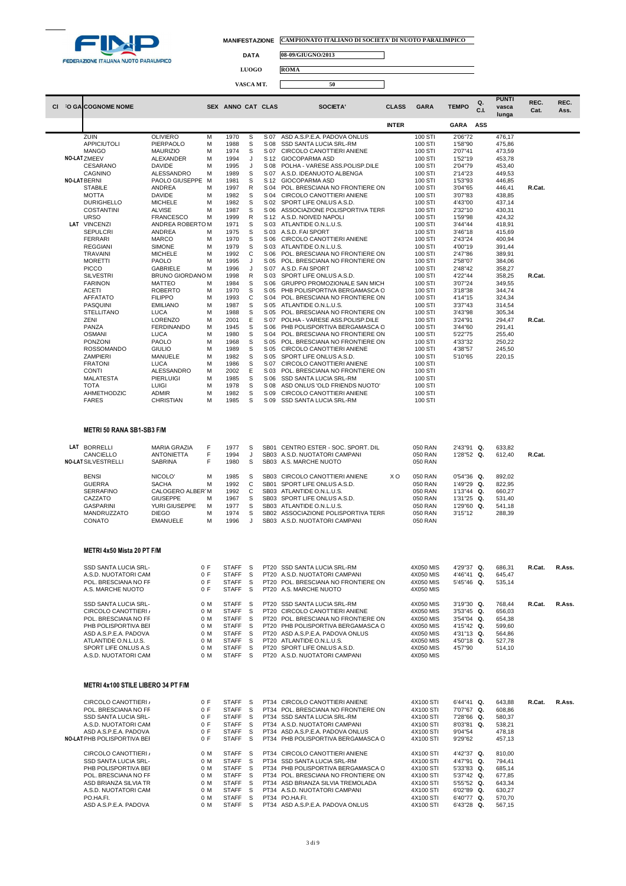**FEDERAZIONE ITALIANA NUOTO PARALIMPICO**

**MANIFESTAZIONE** CAMPIONATO ITALIANO DI SOCIETA' DI NUOTO PARALIMPICO

**DATA** 08-09/GIUGNO/2013

**LUOGO** ROMA

**VASCA MT.** 50

| Cl | °O GA | COGNOME NOME | | SEX | ANNO | CAT | CLAS | SOCIETA' | CLASS | GARA | TEMPO | Q. C.I. | PUNTI vasca lunga | REC. Cat. | REC. Ass. |
|---|---|---|---|---|---|---|---|---|---|---|---|---|---|---|---|
| | | | | | | | | | INTER | | GARA | ASS | | | |
| | | ZUIN | OLIVIERO | M | 1970 | S | S 07 | ASD A.S.P.E.A. PADOVA ONLUS | | 100 STI | 2'06"72 | | 476,17 | | |
| | | APPICIUTOLI | PIERPAOLO | M | 1988 | S | S 08 | SSD SANTA LUCIA SRL-RM | | 100 STI | 1'58"90 | | 475,86 | | |
| | | MANGO | MAURIZIO | M | 1974 | S | S 07 | CIRCOLO CANOTTIERI ANIENE | | 100 STI | 2'07"41 | | 473,59 | | |
| | NO-LAT | ZMEEV | ALEXANDER | M | 1994 | J | S 12 | GIOCOPARMA ASD | | 100 STI | 1'52"19 | | 453,78 | | |
| | | CESARANO | DAVIDE | M | 1995 | J | S 08 | POLHA - VARESE ASS.POLISP.DILE | | 100 STI | 2'04"79 | | 453,40 | | |
| | | CAGNINO | ALESSANDRO | M | 1989 | S | S 07 | A.S.D. IDEANUOTO ALBENGA | | 100 STI | 2'14"23 | | 449,53 | | |
| | NO-LAT | BERNI | PAOLO GIUSEPPE | M | 1981 | S | S 12 | GIOCOPARMA ASD | | 100 STI | 1'53"93 | | 446,85 | | |
| | | STABILE | ANDREA | M | 1997 | R | S 04 | POL. BRESCIANA NO FRONTIERE ON | | 100 STI | 3'04"65 | | 446,41 | R.Cat. | |
| | | MOTTA | DAVIDE | M | 1982 | S | S 04 | CIRCOLO CANOTTIERI ANIENE | | 100 STI | 3'07"83 | | 438,85 | | |
| | | DURIGHELLO | MICHELE | M | 1982 | S | S 02 | SPORT LIFE ONLUS A.S.D. | | 100 STI | 4'43"00 | | 437,14 | | |
| | | COSTANTINI | ALVISE | M | 1987 | S | S 06 | ASSOCIAZIONE POLISPORTIVA TERR | | 100 STI | 2'32"10 | | 430,31 | | |
| | | URSO | FRANCESCO | M | 1999 | R | S 12 | A.S.D. NOIVED NAPOLI | | 100 STI | 1'59"98 | | 424,32 | | |
| | LAT | VINCENZI | ANDREA ROBERTO | M | 1971 | S | S 03 | ATLANTIDE O.N.L.U.S. | | 100 STI | 3'44"44 | | 418,91 | | |
| | | SEPULCRI | ANDREA | M | 1975 | S | S 03 | A.S.D. FAI SPORT | | 100 STI | 3'46"18 | | 415,69 | | |
| | | FERRARI | MARCO | M | 1970 | S | S 06 | CIRCOLO CANOTTIERI ANIENE | | 100 STI | 2'43"24 | | 400,94 | | |
| | | REGGIANI | SIMONE | M | 1979 | S | S 03 | ATLANTIDE O.N.L.U.S. | | 100 STI | 4'00"19 | | 391,44 | | |
| | | TRAVAINI | MICHELE | M | 1992 | C | S 06 | POL. BRESCIANA NO FRONTIERE ON | | 100 STI | 2'47"86 | | 389,91 | | |
| | | MORETTI | PAOLO | M | 1995 | J | S 05 | POL. BRESCIANA NO FRONTIERE ON | | 100 STI | 2'58"07 | | 384,06 | | |
| | | PICCO | GABRIELE | M | 1996 | J | S 07 | A.S.D. FAI SPORT | | 100 STI | 2'48"42 | | 358,27 | | |
| | | SILVESTRI | BRUNO GIORDANO | M | 1998 | R | S 03 | SPORT LIFE ONLUS A.S.D. | | 100 STI | 4'22"44 | | 358,25 | R.Cat. | |
| | | FARINON | MATTEO | M | 1984 | S | S 06 | GRUPPO PROMOZIONALE SAN MICH | | 100 STI | 3'07"24 | | 349,55 | | |
| | | ACETI | ROBERTO | M | 1970 | S | S 05 | PHB POLISPORTIVA BERGAMASCA O | | 100 STI | 3'18"38 | | 344,74 | | |
| | | AFFATATO | FILIPPO | M | 1993 | C | S 04 | POL. BRESCIANA NO FRONTIERE ON | | 100 STI | 4'14"15 | | 324,34 | | |
| | | PASQUINI | EMILIANO | M | 1987 | S | S 05 | ATLANTIDE O.N.L.U.S. | | 100 STI | 3'37"43 | | 314,54 | | |
| | | STELLITANO | LUCA | M | 1988 | S | S 05 | POL. BRESCIANA NO FRONTIERE ON | | 100 STI | 3'43"98 | | 305,34 | | |
| | | ZENI | LORENZO | M | 2001 | E | S 07 | POLHA - VARESE ASS.POLISP.DILE | | 100 STI | 3'24"91 | | 294,47 | R.Cat. | |
| | | PANZA | FERDINANDO | M | 1945 | S | S 06 | PHB POLISPORTIVA BERGAMASCA O | | 100 STI | 3'44"60 | | 291,41 | | |
| | | OSMANI | LUCA | M | 1980 | S | S 04 | POL. BRESCIANA NO FRONTIERE ON | | 100 STI | 5'22"75 | | 255,40 | | |
| | | PONZONI | PAOLO | M | 1968 | S | S 05 | POL. BRESCIANA NO FRONTIERE ON | | 100 STI | 4'33"32 | | 250,22 | | |
| | | ROSSOMANDO | GIULIO | M | 1989 | S | S 05 | CIRCOLO CANOTTIERI ANIENE | | 100 STI | 4'38"57 | | 245,50 | | |
| | | ZAMPIERI | MANUELE | M | 1982 | S | S 05 | SPORT LIFE ONLUS A.S.D. | | 100 STI | 5'10"65 | | 220,15 | | |
| | | FRATONI | LUCA | M | 1986 | S | S 07 | CIRCOLO CANOTTIERI ANIENE | | 100 STI | | | | | |
| | | CONTI | ALESSANDRO | M | 2002 | E | S 03 | POL. BRESCIANA NO FRONTIERE ON | | 100 STI | | | | | |
| | | MALATESTA | PIERLUIGI | M | 1985 | S | S 06 | SSD SANTA LUCIA SRL-RM | | 100 STI | | | | | |
| | | TOTA | LUIGI | M | 1978 | S | S 08 | ASD ONLUS 'OLD FRIENDS NUOTO' | | 100 STI | | | | | |
| | | AHMETHODZIC | ADMIR | M | 1982 | S | S 09 | CIRCOLO CANOTTIERI ANIENE | | 100 STI | | | | | |
| | | FARES | CHRISTIAN | M | 1985 | S | S 09 | SSD SANTA LUCIA SRL-RM | | 100 STI | | | | | |

**METRI 50 RANA SB1-SB3 F/M**

| Cl | °O GA | COGNOME NOME | | SEX | ANNO | CAT | CLAS | SOCIETA' | CLASS | GARA | TEMPO | Q. C.I. | PUNTI vasca lunga | REC. Cat. | REC. Ass. |
|---|---|---|---|---|---|---|---|---|---|---|---|---|---|---|---|
| | LAT | BORRELLI | MARIA GRAZIA | F | 1977 | S | SB01 | CENTRO ESTER - SOC. SPORT. DIL | | 050 RAN | 2'43"91 | Q. | 633,82 | | |
| | | CANCIELLO | ANTONIETTA | F | 1994 | J | SB03 | A.S.D. NUOTATORI CAMPANI | | 050 RAN | 1'28"52 | Q. | 612,40 | R.Cat. | |
| | NO-LAT | SILVESTRELLI | SABRINA | F | 1980 | S | SB03 | A.S. MARCHE NUOTO | | 050 RAN | | | | | |
| | | BENSI | NICOLO' | M | 1985 | S | SB03 | CIRCOLO CANOTTIERI ANIENE | X O | 050 RAN | 0'54"36 | Q. | 892,02 | | |
| | | GUERRA | SACHA | M | 1992 | C | SB01 | SPORT LIFE ONLUS A.S.D. | | 050 RAN | 1'49"29 | Q. | 822,95 | | |
| | | SERRAFINO | CALOGERO ALBERT | M | 1992 | C | SB03 | ATLANTIDE O.N.L.U.S. | | 050 RAN | 1'13"44 | Q. | 660,27 | | |
| | | CAZZATO | GIUSEPPE | M | 1967 | S | SB03 | SPORT LIFE ONLUS A.S.D. | | 050 RAN | 1'31"25 | Q. | 531,40 | | |
| | | GASPARINI | YURI GIUSEPPE | M | 1977 | S | SB03 | ATLANTIDE O.N.L.U.S. | | 050 RAN | 1'29"60 | Q. | 541,18 | | |
| | | MANDRUZZATO | DIEGO | M | 1974 | S | SB02 | ASSOCIAZIONE POLISPORTIVA TERR | | 050 RAN | 3'15"12 | | 288,39 | | |
| | | CONATO | EMANUELE | M | 1996 | J | SB03 | A.S.D. NUOTATORI CAMPANI | | 050 RAN | | | | | |

**METRI 4x50 Mista 20 PT F/M**

| Cl | °O GA | COGNOME NOME | | SEX | ANNO | CAT | CLAS | SOCIETA' | CLASS | GARA | TEMPO | Q. C.I. | PUNTI vasca lunga | REC. Cat. | REC. Ass. |
|---|---|---|---|---|---|---|---|---|---|---|---|---|---|---|---|
| | | SSD SANTA LUCIA SRL- | | 0 F | STAFF | S | PT20 | SSD SANTA LUCIA SRL-RM | | 4X050 MIS | 4'29"37 | Q. | 686,31 | R.Cat. | R.Ass. |
| | | A.S.D. NUOTATORI CAM | | 0 F | STAFF | S | PT20 | A.S.D. NUOTATORI CAMPANI | | 4X050 MIS | 4'46"41 | Q. | 645,47 | | |
| | | POL. BRESCIANA NO FF | | 0 F | STAFF | S | PT20 | POL. BRESCIANA NO FRONTIERE ON | | 4X050 MIS | 5'45"46 | Q. | 535,14 | | |
| | | A.S. MARCHE NUOTO | | 0 F | STAFF | S | PT20 | A.S. MARCHE NUOTO | | 4X050 MIS | | | | | |
| | | SSD SANTA LUCIA SRL- | | 0 M | STAFF | S | PT20 | SSD SANTA LUCIA SRL-RM | | 4X050 MIS | 3'19"30 | Q. | 768,44 | R.Cat. | R.Ass. |
| | | CIRCOLO CANOTTIERI / | | 0 M | STAFF | S | PT20 | CIRCOLO CANOTTIERI ANIENE | | 4X050 MIS | 3'53"45 | Q. | 656,03 | | |
| | | POL. BRESCIANA NO FF | | 0 M | STAFF | S | PT20 | POL. BRESCIANA NO FRONTIERE ON | | 4X050 MIS | 3'54"04 | Q. | 654,38 | | |
| | | PHB POLISPORTIVA BEI | | 0 M | STAFF | S | PT20 | PHB POLISPORTIVA BERGAMASCA O | | 4X050 MIS | 4'15"42 | Q. | 599,60 | | |
| | | ASD A.S.P.E.A. PADOVA | | 0 M | STAFF | S | PT20 | ASD A.S.P.E.A. PADOVA ONLUS | | 4X050 MIS | 4'31"13 | Q. | 564,86 | | |
| | | ATLANTIDE O.N.L.U.S. | | 0 M | STAFF | S | PT20 | ATLANTIDE O.N.L.U.S. | | 4X050 MIS | 4'50"18 | Q. | 527,78 | | |
| | | SPORT LIFE ONLUS A.S | | 0 M | STAFF | S | PT20 | SPORT LIFE ONLUS A.S.D. | | 4X050 MIS | 4'57"90 | | 514,10 | | |
| | | A.S.D. NUOTATORI CAM | | 0 M | STAFF | S | PT20 | A.S.D. NUOTATORI CAMPANI | | 4X050 MIS | | | | | |

**METRI 4x100 STILE LIBERO 34 PT F/M**

| Cl | °O GA | COGNOME NOME | | SEX | ANNO | CAT | CLAS | SOCIETA' | CLASS | GARA | TEMPO | Q. C.I. | PUNTI vasca lunga | REC. Cat. | REC. Ass. |
|---|---|---|---|---|---|---|---|---|---|---|---|---|---|---|---|
| | | CIRCOLO CANOTTIERI / | | 0 F | STAFF | S | PT34 | CIRCOLO CANOTTIERI ANIENE | | 4X100 STI | 6'44"41 | Q. | 643,88 | R.Cat. | R.Ass. |
| | | POL. BRESCIANA NO FF | | 0 F | STAFF | S | PT34 | POL. BRESCIANA NO FRONTIERE ON | | 4X100 STI | 7'07"67 | Q. | 608,86 | | |
| | | SSD SANTA LUCIA SRL- | | 0 F | STAFF | S | PT34 | SSD SANTA LUCIA SRL-RM | | 4X100 STI | 7'28"66 | Q. | 580,37 | | |
| | | A.S.D. NUOTATORI CAM | | 0 F | STAFF | S | PT34 | A.S.D. NUOTATORI CAMPANI | | 4X100 STI | 8'03"81 | Q. | 538,21 | | |
| | | ASD A.S.P.E.A. PADOVA | | 0 F | STAFF | S | PT34 | ASD A.S.P.E.A. PADOVA ONLUS | | 4X100 STI | 9'04"54 | | 478,18 | | |
| | NO-LAT | PHB POLISPORTIVA BEI | | 0 F | STAFF | S | PT34 | PHB POLISPORTIVA BERGAMASCA O | | 4X100 STI | 9'29"62 | | 457,13 | | |
| | | CIRCOLO CANOTTIERI / | | 0 M | STAFF | S | PT34 | CIRCOLO CANOTTIERI ANIENE | | 4X100 STI | 4'42"37 | Q. | 810,00 | | |
| | | SSD SANTA LUCIA SRL- | | 0 M | STAFF | S | PT34 | SSD SANTA LUCIA SRL-RM | | 4X100 STI | 4'47"91 | Q. | 794,41 | | |
| | | PHB POLISPORTIVA BEI | | 0 M | STAFF | S | PT34 | PHB POLISPORTIVA BERGAMASCA O | | 4X100 STI | 5'33"83 | Q. | 685,14 | | |
| | | POL. BRESCIANA NO FF | | 0 M | STAFF | S | PT34 | POL. BRESCIANA NO FRONTIERE ON | | 4X100 STI | 5'37"42 | Q. | 677,85 | | |
| | | ASD BRIANZA SILVIA TR | | 0 M | STAFF | S | PT34 | ASD BRIANZA SILVIA TREMOLADA | | 4X100 STI | 5'55"52 | Q. | 643,34 | | |
| | | A.S.D. NUOTATORI CAM | | 0 M | STAFF | S | PT34 | A.S.D. NUOTATORI CAMPANI | | 4X100 STI | 6'02"89 | Q. | 630,27 | | |
| | | PO.HA.FI. | | 0 M | STAFF | S | PT34 | PO.HA.FI. | | 4X100 STI | 6'40"77 | Q. | 570,70 | | |
| | | ASD A.S.P.E.A. PADOVA | | 0 M | STAFF | S | PT34 | ASD A.S.P.E.A. PADOVA ONLUS | | 4X100 STI | 6'43"28 | Q. | 567,15 | | |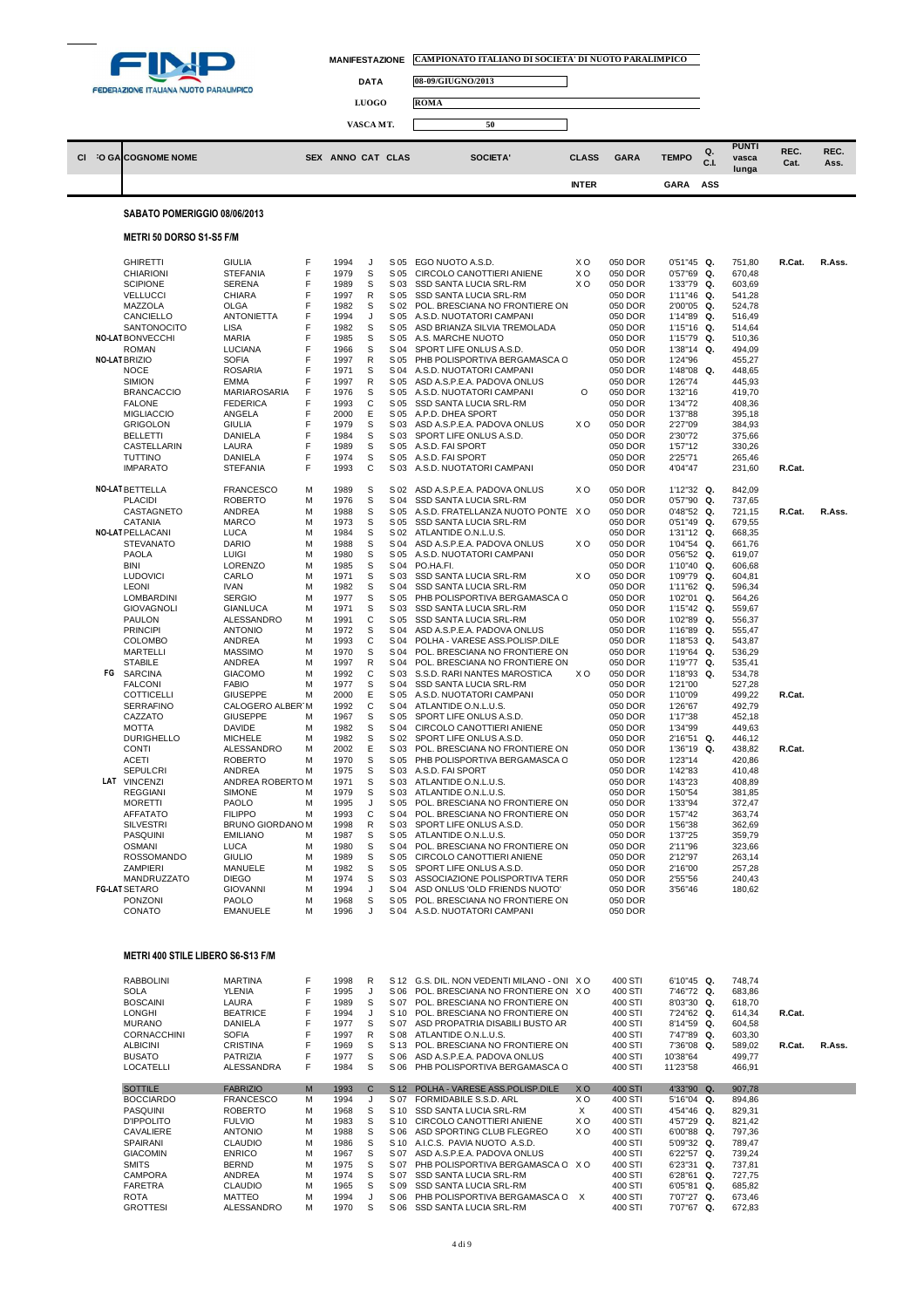FEDERAZIONE ITALIANA NUOTO PARALIMPICO

MANIFESTAZIONE: CAMPIONATO ITALIANO DI SOCIETA' DI NUOTO PARALIMPICO

DATA: 08-09/GIUGNO/2013

LUOGO: ROMA

VASCA MT.: 50

## SABATO POMERIGGIO 08/06/2013

### METRI 50 DORSO S1-S5 F/M

| Cl FO GA | COGNOME | NOME | SEX | ANNO | CAT | CLAS | SOCIETA' | CLASS INTER | GARA | TEMPO GARA | Q. C.I. ASS | PUNTI vasca lunga | REC. Cat. | REC. Ass. |
|---|---|---|---|---|---|---|---|---|---|---|---|---|---|---|
| | GHIRETTI | GIULIA | F | 1994 | J | S 05 | EGO NUOTO A.S.D. | X O | 050 DOR | 0'51"45 | Q. | 751,80 | R.Cat. | R.Ass. |
| | CHIARIONI | STEFANIA | F | 1979 | S | S 05 | CIRCOLO CANOTTIERI ANIENE | X O | 050 DOR | 0'57"69 | Q. | 670,48 | | |
| | SCIPIONE | SERENA | F | 1989 | S | S 03 | SSD SANTA LUCIA SRL-RM | X O | 050 DOR | 1'33"79 | Q. | 603,69 | | |
| | VELLUCCI | CHIARA | F | 1997 | R | S 05 | SSD SANTA LUCIA SRL-RM | | 050 DOR | 1'11"46 | Q. | 541,28 | | |
| | MAZZOLA | OLGA | F | 1982 | S | S 02 | POL. BRESCIANA NO FRONTIERE ON | | 050 DOR | 2'00"05 | Q. | 524,78 | | |
| | CANCIELLO | ANTONIETTA | F | 1994 | J | S 05 | A.S.D. NUOTATORI CAMPANI | | 050 DOR | 1'14"89 | Q. | 516,49 | | |
| | SANTONOCITO | LISA | F | 1982 | S | S 05 | ASD BRIANZA SILVIA TREMOLADA | | 050 DOR | 1'15"16 | Q. | 514,64 | | |
| NO-LAT | BONVECCHI | MARIA | F | 1985 | S | S 05 | A.S. MARCHE NUOTO | | 050 DOR | 1'15"79 | Q. | 510,36 | | |
| | ROMAN | LUCIANA | F | 1966 | S | S 04 | SPORT LIFE ONLUS A.S.D. | | 050 DOR | 1'38"14 | Q. | 494,09 | | |
| NO-LAT | BRIZIO | SOFIA | F | 1997 | R | S 05 | PHB POLISPORTIVA BERGAMASCA O | | 050 DOR | 1'24"96 | | 455,27 | | |
| | NOCE | ROSARIA | F | 1971 | S | S 04 | A.S.D. NUOTATORI CAMPANI | | 050 DOR | 1'48"08 | Q. | 448,65 | | |
| | SIMION | EMMA | F | 1997 | R | S 05 | ASD A.S.P.E.A. PADOVA ONLUS | | 050 DOR | 1'26"74 | | 445,93 | | |
| | BRANCACCIO | MARIAROSARIA | F | 1976 | S | S 05 | A.S.D. NUOTATORI CAMPANI | O | 050 DOR | 1'32"16 | | 419,70 | | |
| | FALONE | FEDERICA | F | 1993 | C | S 05 | SSD SANTA LUCIA SRL-RM | | 050 DOR | 1'34"72 | | 408,36 | | |
| | MIGLIACCIO | ANGELA | F | 2000 | E | S 05 | A.P.D. DHEA SPORT | | 050 DOR | 1'37"88 | | 395,18 | | |
| | GRIGOLON | GIULIA | F | 1979 | S | S 03 | ASD A.S.P.E.A. PADOVA ONLUS | X O | 050 DOR | 2'27"09 | | 384,93 | | |
| | BELLETTI | DANIELA | F | 1984 | S | S 03 | SPORT LIFE ONLUS A.S.D. | | 050 DOR | 2'30"72 | | 375,66 | | |
| | CASTELLARIN | LAURA | F | 1989 | S | S 05 | A.S.D. FAI SPORT | | 050 DOR | 1'57"12 | | 330,26 | | |
| | TUTTINO | DANIELA | F | 1974 | S | S 05 | A.S.D. FAI SPORT | | 050 DOR | 2'25"71 | | 265,46 | | |
| | IMPARATO | STEFANIA | F | 1993 | C | S 03 | A.S.D. NUOTATORI CAMPANI | | 050 DOR | 4'04"47 | | 231,60 | R.Cat. | |
| NO-LAT | BETTELLA | FRANCESCO | M | 1989 | S | S 02 | ASD A.S.P.E.A. PADOVA ONLUS | X O | 050 DOR | 1'12"32 | Q. | 842,09 | | |
| | PLACIDI | ROBERTO | M | 1976 | S | S 04 | SSD SANTA LUCIA SRL-RM | | 050 DOR | 0'57"90 | Q. | 737,65 | | |
| | CASTAGNETO | ANDREA | M | 1988 | S | S 05 | A.S.D. FRATELLANZA NUOTO PONTE | X O | 050 DOR | 0'48"52 | Q. | 721,15 | R.Cat. | R.Ass. |
| | CATANIA | MARCO | M | 1973 | S | S 05 | SSD SANTA LUCIA SRL-RM | | 050 DOR | 0'51"49 | Q. | 679,55 | | |
| NO-LAT | PELLACANI | LUCA | M | 1984 | S | S 02 | ATLANTIDE O.N.L.U.S. | | 050 DOR | 1'31"12 | Q. | 668,35 | | |
| | STEVANATO | DARIO | M | 1988 | S | S 04 | ASD A.S.P.E.A. PADOVA ONLUS | X O | 050 DOR | 1'04"54 | Q. | 661,76 | | |
| | PAOLA | LUIGI | M | 1980 | S | S 05 | A.S.D. NUOTATORI CAMPANI | | 050 DOR | 0'56"52 | Q. | 619,07 | | |
| | BINI | LORENZO | M | 1985 | S | S 04 | PO.HA.FI. | | 050 DOR | 1'10"40 | Q. | 606,68 | | |
| | LUDOVICI | CARLO | M | 1971 | S | S 03 | SSD SANTA LUCIA SRL-RM | X O | 050 DOR | 1'09"79 | Q. | 604,81 | | |
| | LEONI | IVAN | M | 1982 | S | S 04 | SSD SANTA LUCIA SRL-RM | | 050 DOR | 1'11"62 | Q. | 596,34 | | |
| | LOMBARDINI | SERGIO | M | 1977 | S | S 05 | PHB POLISPORTIVA BERGAMASCA O | | 050 DOR | 1'02"01 | Q. | 564,26 | | |
| | GIOVAGNOLI | GIANLUCA | M | 1971 | S | S 03 | SSD SANTA LUCIA SRL-RM | | 050 DOR | 1'15"42 | Q. | 559,67 | | |
| | PAULON | ALESSANDRO | M | 1991 | C | S 05 | SSD SANTA LUCIA SRL-RM | | 050 DOR | 1'02"89 | Q. | 556,37 | | |
| | PRINCIPI | ANTONIO | M | 1972 | S | S 04 | ASD A.S.P.E.A. PADOVA ONLUS | | 050 DOR | 1'16"89 | Q. | 555,47 | | |
| | COLOMBO | ANDREA | M | 1993 | C | S 04 | POLHA - VARESE ASS.POLISP.DILE | | 050 DOR | 1'18"53 | Q. | 543,87 | | |
| | MARTELLI | MASSIMO | M | 1970 | S | S 04 | POL. BRESCIANA NO FRONTIERE ON | | 050 DOR | 1'19"64 | Q. | 536,29 | | |
| | STABILE | ANDREA | M | 1997 | R | S 04 | POL. BRESCIANA NO FRONTIERE ON | | 050 DOR | 1'19"77 | Q. | 535,41 | | |
| FG | SARCINA | GIACOMO | M | 1992 | C | S 03 | S.S.D. RARI NANTES MAROSTICA | X O | 050 DOR | 1'18"93 | Q. | 534,78 | | |
| | FALCONI | FABIO | M | 1977 | S | S 04 | SSD SANTA LUCIA SRL-RM | | 050 DOR | 1'21"00 | | 527,28 | | |
| | COTTICELLI | GIUSEPPE | M | 2000 | E | S 05 | A.S.D. NUOTATORI CAMPANI | | 050 DOR | 1'10"09 | | 499,22 | R.Cat. | |
| | SERRAFINO | CALOGERO ALBERTO | M | 1992 | C | S 04 | ATLANTIDE O.N.L.U.S. | | 050 DOR | 1'26"67 | | 492,79 | | |
| | CAZZATO | GIUSEPPE | M | 1967 | S | S 05 | SPORT LIFE ONLUS A.S.D. | | 050 DOR | 1'17"38 | | 452,18 | | |
| | MOTTA | DAVIDE | M | 1982 | S | S 04 | CIRCOLO CANOTTIERI ANIENE | | 050 DOR | 1'34"99 | | 449,63 | | |
| | DURIGHELLO | MICHELE | M | 1982 | S | S 02 | SPORT LIFE ONLUS A.S.D. | | 050 DOR | 2'16"51 | Q. | 446,12 | | |
| | CONTI | ALESSANDRO | M | 2002 | E | S 03 | POL. BRESCIANA NO FRONTIERE ON | | 050 DOR | 1'36"19 | Q. | 438,82 | R.Cat. | |
| | ACETI | ROBERTO | M | 1970 | S | S 05 | PHB POLISPORTIVA BERGAMASCA O | | 050 DOR | 1'23"14 | | 420,86 | | |
| | SEPULCRI | ANDREA | M | 1975 | S | S 03 | A.S.D. FAI SPORT | | 050 DOR | 1'42"83 | | 410,48 | | |
| LAT | VINCENZI | ANDREA ROBERTO | M | 1971 | S | S 03 | ATLANTIDE O.N.L.U.S. | | 050 DOR | 1'43"23 | | 408,89 | | |
| | REGGIANI | SIMONE | M | 1979 | S | S 03 | ATLANTIDE O.N.L.U.S. | | 050 DOR | 1'50"54 | | 381,85 | | |
| | MORETTI | PAOLO | M | 1995 | J | S 05 | POL. BRESCIANA NO FRONTIERE ON | | 050 DOR | 1'33"94 | | 372,47 | | |
| | AFFATATO | FILIPPO | M | 1993 | C | S 04 | POL. BRESCIANA NO FRONTIERE ON | | 050 DOR | 1'57"42 | | 363,74 | | |
| | SILVESTRI | BRUNO GIORDANO | M | 1998 | R | S 03 | SPORT LIFE ONLUS A.S.D. | | 050 DOR | 1'56"38 | | 362,69 | | |
| | PASQUINI | EMILIANO | M | 1987 | S | S 05 | ATLANTIDE O.N.L.U.S. | | 050 DOR | 1'37"25 | | 359,79 | | |
| | OSMANI | LUCA | M | 1980 | S | S 04 | POL. BRESCIANA NO FRONTIERE ON | | 050 DOR | 2'11"96 | | 323,66 | | |
| | ROSSOMANDO | GIULIO | M | 1989 | S | S 05 | CIRCOLO CANOTTIERI ANIENE | | 050 DOR | 2'12"97 | | 263,14 | | |
| | ZAMPIERI | MANUELE | M | 1982 | S | S 05 | SPORT LIFE ONLUS A.S.D. | | 050 DOR | 2'16"00 | | 257,28 | | |
| | MANDRUZZATO | DIEGO | M | 1974 | S | S 03 | ASSOCIAZIONE POLISPORTIVA TERR | | 050 DOR | 2'55"56 | | 240,43 | | |
| FG-LAT | SETARO | GIOVANNI | M | 1994 | J | S 04 | ASD ONLUS 'OLD FRIENDS NUOTO' | | 050 DOR | 3'56"46 | | 180,62 | | |
| | PONZONI | PAOLO | M | 1968 | S | S 05 | POL. BRESCIANA NO FRONTIERE ON | | 050 DOR | | | | | |
| | CONATO | EMANUELE | M | 1996 | J | S 04 | A.S.D. NUOTATORI CAMPANI | | 050 DOR | | | | | |

### METRI 400 STILE LIBERO S6-S13 F/M

| Cl FO GA | COGNOME | NOME | SEX | ANNO | CAT | CLAS | SOCIETA' | CLASS INTER | GARA | TEMPO GARA | Q. C.I. ASS | PUNTI vasca lunga | REC. Cat. | REC. Ass. |
|---|---|---|---|---|---|---|---|---|---|---|---|---|---|---|
| | RABBOLINI | MARTINA | F | 1998 | R | S 12 | G.S. DIL. NON VEDENTI MILANO - ONI | X O | 400 STI | 6'10"45 | Q. | 748,74 | | |
| | SOLA | YLENIA | F | 1995 | J | S 06 | POL. BRESCIANA NO FRONTIERE ON | X O | 400 STI | 7'46"72 | Q. | 683,86 | | |
| | BOSCAINI | LAURA | F | 1989 | S | S 07 | POL. BRESCIANA NO FRONTIERE ON | | 400 STI | 8'03"30 | Q. | 618,70 | | |
| | LONGHI | BEATRICE | F | 1994 | J | S 10 | POL. BRESCIANA NO FRONTIERE ON | | 400 STI | 7'24"62 | Q. | 614,34 | R.Cat. | |
| | MURANO | DANIELA | F | 1977 | S | S 07 | ASD PROPATRIA DISABILI BUSTO AR | | 400 STI | 8'14"59 | Q. | 604,58 | | |
| | CORNACCHINI | SOFIA | F | 1997 | R | S 08 | ATLANTIDE O.N.L.U.S. | | 400 STI | 7'47"89 | Q. | 603,30 | | |
| | ALBICINI | CRISTINA | F | 1969 | S | S 13 | POL. BRESCIANA NO FRONTIERE ON | | 400 STI | 7'36"08 | Q. | 589,02 | R.Cat. | R.Ass. |
| | BUSATO | PATRIZIA | F | 1977 | S | S 06 | ASD A.S.P.E.A. PADOVA ONLUS | | 400 STI | 10'38"64 | | 499,77 | | |
| | LOCATELLI | ALESSANDRA | F | 1984 | S | S 06 | PHB POLISPORTIVA BERGAMASCA O | | 400 STI | 11'23"58 | | 466,91 | | |
| | SOTTILE | FABRIZIO | M | 1993 | C | S 12 | POLHA - VARESE ASS.POLISP.DILE | X O | 400 STI | 4'33"90 | Q. | 907,78 | | |
| | BOCCIARDO | FRANCESCO | M | 1994 | J | S 07 | FORMIDABILE S.S.D. ARL | X O | 400 STI | 5'16"04 | Q. | 894,86 | | |
| | PASQUINI | ROBERTO | M | 1968 | S | S 10 | SSD SANTA LUCIA SRL-RM | X | 400 STI | 4'54"46 | Q. | 829,31 | | |
| | D'IPPOLITO | FULVIO | M | 1983 | S | S 10 | CIRCOLO CANOTTIERI ANIENE | X O | 400 STI | 4'57"29 | Q. | 821,42 | | |
| | CAVALIERE | ANTONIO | M | 1988 | S | S 06 | ASD SPORTING CLUB FLEGREO | X O | 400 STI | 6'00"88 | Q. | 797,36 | | |
| | SPAIRANI | CLAUDIO | M | 1986 | S | S 10 | A.I.C.S. PAVIA NUOTO A.S.D. | | 400 STI | 5'09"32 | Q. | 789,47 | | |
| | GIACOMIN | ENRICO | M | 1967 | S | S 07 | ASD A.S.P.E.A. PADOVA ONLUS | | 400 STI | 6'22"57 | Q. | 739,24 | | |
| | SMITS | BERND | M | 1975 | S | S 07 | PHB POLISPORTIVA BERGAMASCA O | X O | 400 STI | 6'23"31 | Q. | 737,81 | | |
| | CAMPORA | ANDREA | M | 1974 | S | S 07 | SSD SANTA LUCIA SRL-RM | | 400 STI | 6'28"61 | Q. | 727,75 | | |
| | FARETRA | CLAUDIO | M | 1965 | S | S 09 | SSD SANTA LUCIA SRL-RM | | 400 STI | 6'05"81 | Q. | 685,82 | | |
| | ROTA | MATTEO | M | 1994 | J | S 06 | PHB POLISPORTIVA BERGAMASCA O | X | 400 STI | 7'07"27 | Q. | 673,46 | | |
| | GROTTESI | ALESSANDRO | M | 1970 | S | S 06 | SSD SANTA LUCIA SRL-RM | | 400 STI | 7'07"67 | Q. | 672,83 | | |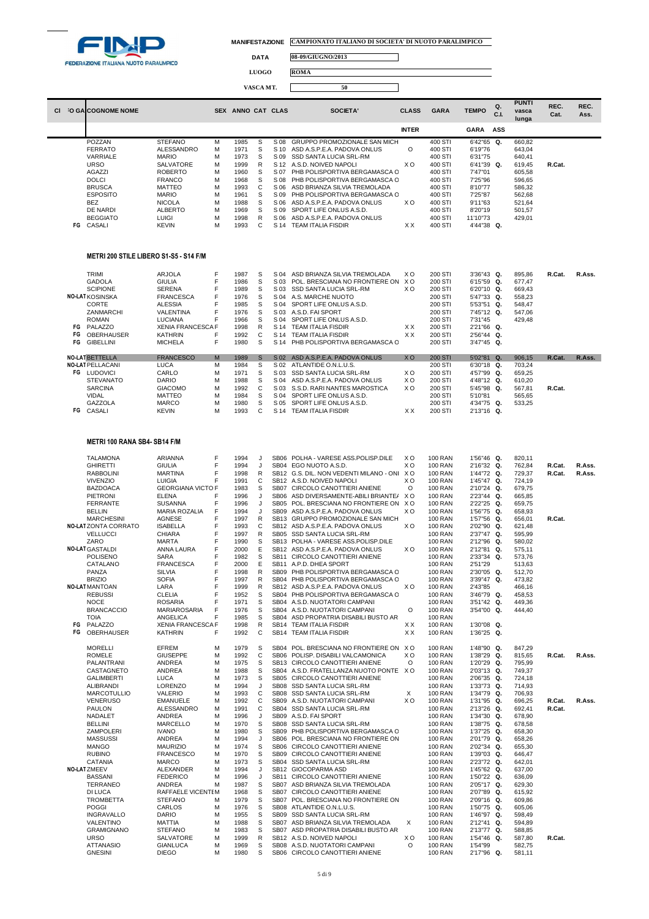FEDERAZIONE ITALIANA NUOTO PARALIMPICO

**MANIFESTAZIONE** CAMPIONATO ITALIANO DI SOCIETA' DI NUOTO PARALIMPICO

**DATA** 08-09/GIUGNO/2013

**LUOGO** ROMA

**VASCA MT.** 50

| CI | ΈO GA | COGNOME NOME | | SEX | ANNO | CAT | CLAS | SOCIETA' | CLASS | GARA | TEMPO | Q. C.I. | PUNTI vasca lunga | REC. Cat. | REC. Ass. |
|---|---|---|---|---|---|---|---|---|---|---|---|---|---|---|---|
| | | | | | | | | | INTER | | GARA | ASS | | | |
| | | POZZAN | STEFANO | M | 1985 | S | S 08 | GRUPPO PROMOZIONALE SAN MICH | | 400 STI | 6'42"65 | Q. | 660,82 | | |
| | | FERRATO | ALESSANDRO | M | 1971 | S | S 10 | ASD A.S.P.E.A. PADOVA ONLUS | O | 400 STI | 6'19"76 | | 643,04 | | |
| | | VARRIALE | MARIO | M | 1973 | S | S 09 | SSD SANTA LUCIA SRL-RM | | 400 STI | 6'31"75 | | 640,41 | | |
| | | URSO | SALVATORE | M | 1999 | R | S 12 | A.S.D. NOIVED NAPOLI | X O | 400 STI | 6'41"39 | Q. | 619,45 | R.Cat. | |
| | | AGAZZI | ROBERTO | M | 1960 | S | S 07 | PHB POLISPORTIVA BERGAMASCA O | | 400 STI | 7'47"01 | | 605,58 | | |
| | | DOLCI | FRANCO | M | 1968 | S | S 08 | PHB POLISPORTIVA BERGAMASCA O | | 400 STI | 7'25"96 | | 596,65 | | |
| | | BRUSCA | MATTEO | M | 1993 | C | S 06 | ASD BRIANZA SILVIA TREMOLADA | | 400 STI | 8'10"77 | | 586,32 | | |
| | | ESPOSITO | MARIO | M | 1961 | S | S 09 | PHB POLISPORTIVA BERGAMASCA O | | 400 STI | 7'25"87 | | 562,68 | | |
| | | BEZ | NICOLA | M | 1988 | S | S 06 | ASD A.S.P.E.A. PADOVA ONLUS | X O | 400 STI | 9'11"63 | | 521,64 | | |
| | | DE NARDI | ALBERTO | M | 1969 | S | S 09 | SPORT LIFE ONLUS A.S.D. | | 400 STI | 8'20"19 | | 501,57 | | |
| | | BEGGIATO | LUIGI | M | 1998 | R | S 06 | ASD A.S.P.E.A. PADOVA ONLUS | | 400 STI | 11'10"73 | | 429,01 | | |
| | FG | CASALI | KEVIN | M | 1993 | C | S 14 | TEAM ITALIA FISDIR | X X | 400 STI | 4'44"38 | Q. | | | |

### METRI 200 STILE LIBERO S1-S5 - S14 F/M

| CI | ΈO GA | COGNOME NOME | | SEX | ANNO | CAT | CLAS | SOCIETA' | CLASS | GARA | TEMPO | Q. C.I. | PUNTI vasca lunga | REC. Cat. | REC. Ass. |
|---|---|---|---|---|---|---|---|---|---|---|---|---|---|---|---|
| | | TRIMI | ARJOLA | F | 1987 | S | S 04 | ASD BRIANZA SILVIA TREMOLADA | X O | 200 STI | 3'36"43 | Q. | 895,86 | R.Cat. | R.Ass. |
| | | GADOLA | GIULIA | F | 1986 | S | S 03 | POL. BRESCIANA NO FRONTIERE ON | X O | 200 STI | 6'15"59 | Q. | 677,47 | | |
| | | SCIPIONE | SERENA | F | 1989 | S | S 03 | SSD SANTA LUCIA SRL-RM | X O | 200 STI | 6'20"10 | Q. | 669,43 | | |
| | NO-LAT | KOSINSKA | FRANCESCA | F | 1976 | S | S 04 | A.S. MARCHE NUOTO | | 200 STI | 5'47"33 | Q. | 558,23 | | |
| | | CORTE | ALESSIA | F | 1985 | S | S 04 | SPORT LIFE ONLUS A.S.D. | | 200 STI | 5'53"51 | Q. | 548,47 | | |
| | | ZANMARCHI | VALENTINA | F | 1976 | S | S 03 | A.S.D. FAI SPORT | | 200 STI | 7'45"12 | Q. | 547,06 | | |
| | | ROMAN | LUCIANA | F | 1966 | S | S 04 | SPORT LIFE ONLUS A.S.D. | | 200 STI | 7'31"45 | | 429,48 | | |
| | FG | PALAZZO | XENIA FRANCESCA | F | 1998 | R | S 14 | TEAM ITALIA FISDIR | X X | 200 STI | 2'21"66 | Q. | | | |
| | FG | OBERHAUSER | KATHRIN | F | 1992 | C | S 14 | TEAM ITALIA FISDIR | X X | 200 STI | 2'56"44 | Q. | | | |
| | FG | GIBELLINI | MICHELA | F | 1980 | S | S 14 | PHB POLISPORTIVA BERGAMASCA O | | 200 STI | 3'47"45 | Q. | | | |
| | NO-LAT | BETTELLA | FRANCESCO | M | 1989 | S | S 02 | ASD A.S.P.E.A. PADOVA ONLUS | X O | 200 STI | 5'02"81 | Q. | 906,15 | R.Cat. | R.Ass. |
| | NO-LAT | PELLACANI | LUCA | M | 1984 | S | S 02 | ATLANTIDE O.N.L.U.S. | | 200 STI | 6'30"18 | Q. | 703,24 | | |
| | FG | LUDOVICI | CARLO | M | 1971 | S | S 03 | SSD SANTA LUCIA SRL-RM | X O | 200 STI | 4'57"99 | Q. | 659,25 | | |
| | | STEVANATO | DARIO | M | 1988 | S | S 04 | ASD A.S.P.E.A. PADOVA ONLUS | X O | 200 STI | 4'48"12 | Q. | 610,20 | | |
| | | SARCINA | GIACOMO | M | 1992 | C | S 03 | S.S.D. RARI NANTES MAROSTICA | X O | 200 STI | 5'45"98 | Q. | 567,81 | R.Cat. | |
| | | VIDAL | MATTEO | M | 1984 | S | S 04 | SPORT LIFE ONLUS A.S.D. | | 200 STI | 5'10"81 | | 565,65 | | |
| | | GAZZOLA | MARCO | M | 1980 | S | S 05 | SPORT LIFE ONLUS A.S.D. | | 200 STI | 4'34"75 | Q. | 533,25 | | |
| | FG | CASALI | KEVIN | M | 1993 | C | S 14 | TEAM ITALIA FISDIR | X X | 200 STI | 2'13"16 | Q. | | | |

### METRI 100 RANA SB4- SB14 F/M

| CI | ΈO GA | COGNOME NOME | | SEX | ANNO | CAT | CLAS | SOCIETA' | CLASS | GARA | TEMPO | Q. C.I. | PUNTI vasca lunga | REC. Cat. | REC. Ass. |
|---|---|---|---|---|---|---|---|---|---|---|---|---|---|---|---|
| | | TALAMONA | ARIANNA | F | 1994 | J | SB06 | POLHA - VARESE ASS.POLISP.DILE | X O | 100 RAN | 1'56"46 | Q. | 820,11 | | |
| | | GHIRETTI | GIULIA | F | 1994 | J | SB04 | EGO NUOTO A.S.D. | X O | 100 RAN | 2'16"32 | Q. | 762,84 | R.Cat. | R.Ass. |
| | | RABBOLINI | MARTINA | F | 1998 | R | SB12 | G.S. DIL. NON VEDENTI MILANO - ONI | X O | 100 RAN | 1'44"72 | Q. | 729,37 | R.Cat. | R.Ass. |
| | | VIVENZIO | LUIGIA | F | 1991 | C | SB12 | A.S.D. NOIVED NAPOLI | X O | 100 RAN | 1'45"47 | Q. | 724,19 | | |
| | | BAZDOACA | GEORGIANA VICTO | F | 1983 | S | SB07 | CIRCOLO CANOTTIERI ANIENE | O | 100 RAN | 2'10"24 | Q. | 679,75 | | |
| | | PIETRONI | ELENA | F | 1996 | J | SB06 | ASD DIVERSAMENTE-ABILI BRIANTE/ | X O | 100 RAN | 2'23"44 | Q. | 665,85 | | |
| | | FERRANTE | SUSANNA | F | 1996 | J | SB05 | POL. BRESCIANA NO FRONTIERE ON | X O | 100 RAN | 2'22"25 | Q. | 659,75 | | |
| | | BELLIN | MARIA ROZALIA | F | 1994 | J | SB09 | ASD A.S.P.E.A. PADOVA ONLUS | X O | 100 RAN | 1'56"75 | Q. | 658,93 | | |
| | | MARCHESINI | AGNESE | F | 1997 | R | SB13 | GRUPPO PROMOZIONALE SAN MICH | | 100 RAN | 1'57"56 | Q. | 656,01 | R.Cat. | |
| | NO-LAT | ZONTA CORRATO | ISABELLA | F | 1993 | C | SB12 | ASD A.S.P.E.A. PADOVA ONLUS | X O | 100 RAN | 2'02"90 | Q. | 621,48 | | |
| | | VELLUCCI | CHIARA | F | 1997 | R | SB05 | SSD SANTA LUCIA SRL-RM | | 100 RAN | 2'37"47 | Q. | 595,99 | | |
| | | ZARO | MARTA | F | 1990 | S | SB13 | POLHA - VARESE ASS.POLISP.DILE | | 100 RAN | 2'12"96 | Q. | 580,02 | | |
| | NO-LAT | GASTALDI | ANNA LAURA | F | 2000 | E | SB12 | ASD A.S.P.E.A. PADOVA ONLUS | X O | 100 RAN | 2'12"81 | Q. | 575,11 | | |
| | | POLISENO | SARA | F | 1982 | S | SB11 | CIRCOLO CANOTTIERI ANIENE | | 100 RAN | 2'33"34 | Q. | 573,76 | | |
| | | CATALANO | FRANCESCA | F | 2000 | E | SB11 | A.P.D. DHEA SPORT | | 100 RAN | 2'51"29 | | 513,63 | | |
| | | PANZA | SILVIA | F | 1998 | R | SB09 | PHB POLISPORTIVA BERGAMASCA O | | 100 RAN | 2'30"05 | Q. | 512,70 | | |
| | | BRIZIO | SOFIA | F | 1997 | R | SB04 | PHB POLISPORTIVA BERGAMASCA O | | 100 RAN | 3'39"47 | Q. | 473,82 | | |
| | NO-LAT | MANTOAN | LARA | F | 1999 | R | SB12 | ASD A.S.P.E.A. PADOVA ONLUS | X O | 100 RAN | 2'43"85 | | 466,16 | | |
| | | REBUSSI | CLELIA | F | 1952 | S | SB04 | PHB POLISPORTIVA BERGAMASCA O | | 100 RAN | 3'46"79 | Q. | 458,53 | | |
| | | NOCE | ROSARIA | F | 1971 | S | SB04 | A.S.D. NUOTATORI CAMPANI | | 100 RAN | 3'51"42 | Q. | 449,36 | | |
| | | BRANCACCIO | MARIAROSARIA | F | 1976 | S | SB04 | A.S.D. NUOTATORI CAMPANI | O | 100 RAN | 3'54"00 | Q. | 444,40 | | |
| | | TOIA | ANGELICA | F | 1985 | S | SB04 | ASD PROPATRIA DISABILI BUSTO AR | | 100 RAN | | | | | |
| | FG | PALAZZO | XENIA FRANCESCA | F | 1998 | R | SB14 | TEAM ITALIA FISDIR | X X | 100 RAN | 1'30"08 | Q. | | | |
| | FG | OBERHAUSER | KATHRIN | F | 1992 | C | SB14 | TEAM ITALIA FISDIR | X X | 100 RAN | 1'36"25 | Q. | | | |
| | | MORELLI | EFREM | M | 1979 | S | SB04 | POL. BRESCIANA NO FRONTIERE ON | X O | 100 RAN | 1'48"90 | Q. | 847,29 | | |
| | | ROMELE | GIUSEPPE | M | 1992 | C | SB06 | POLISP. DISABILI VALCAMONICA | X O | 100 RAN | 1'38"29 | Q. | 815,65 | R.Cat. | R.Ass. |
| | | PALANTRANI | ANDREA | M | 1975 | S | SB13 | CIRCOLO CANOTTIERI ANIENE | O | 100 RAN | 1'20"29 | Q. | 795,99 | | |
| | | CASTAGNETO | ANDREA | M | 1988 | S | SB04 | A.S.D. FRATELLANZA NUOTO PONTE | X O | 100 RAN | 2'03"13 | Q. | 749,37 | | |
| | | GALIMBERTI | LUCA | M | 1973 | S | SB05 | CIRCOLO CANOTTIERI ANIENE | | 100 RAN | 2'06"35 | Q. | 724,18 | | |
| | | ALIBRANDI | LORENZO | M | 1994 | J | SB08 | SSD SANTA LUCIA SRL-RM | | 100 RAN | 1'33"73 | Q. | 714,93 | | |
| | | MARCOTULLIO | VALERIO | M | 1993 | C | SB08 | SSD SANTA LUCIA SRL-RM | X | 100 RAN | 1'34"79 | Q. | 706,93 | | |
| | | VENERUSO | EMANUELE | M | 1992 | C | SB09 | A.S.D. NUOTATORI CAMPANI | X O | 100 RAN | 1'31"95 | Q. | 696,25 | R.Cat. | R.Ass. |
| | | PAULON | ALESSANDRO | M | 1991 | C | SB04 | SSD SANTA LUCIA SRL-RM | | 100 RAN | 2'13"26 | Q. | 692,41 | R.Cat. | |
| | | NADALET | ANDREA | M | 1996 | J | SB09 | A.S.D. FAI SPORT | | 100 RAN | 1'34"30 | Q. | 678,90 | | |
| | | BELLINI | MARCELLO | M | 1970 | S | SB08 | SSD SANTA LUCIA SRL-RM | | 100 RAN | 1'38"75 | Q. | 678,58 | | |
| | | ZAMPOLERI | IVANO | M | 1980 | S | SB09 | PHB POLISPORTIVA BERGAMASCA O | | 100 RAN | 1'37"25 | Q. | 658,30 | | |
| | | MASSUSSI | ANDREA | M | 1994 | J | SB06 | POL. BRESCIANA NO FRONTIERE ON | | 100 RAN | 2'01"79 | Q. | 658,26 | | |
| | | MANGO | MAURIZIO | M | 1974 | S | SB06 | CIRCOLO CANOTTIERI ANIENE | | 100 RAN | 2'02"34 | Q. | 655,30 | | |
| | | RUBINO | FRANCESCO | M | 1970 | S | SB09 | CIRCOLO CANOTTIERI ANIENE | | 100 RAN | 1'39"03 | Q. | 646,47 | | |
| | | CATANIA | MARCO | M | 1973 | S | SB04 | SSD SANTA LUCIA SRL-RM | | 100 RAN | 2'23"72 | Q. | 642,01 | | |
| | NO-LAT | ZMEEV | ALEXANDER | M | 1994 | J | SB12 | GIOCOPARMA ASD | | 100 RAN | 1'45"62 | Q. | 637,00 | | |
| | | BASSANI | FEDERICO | M | 1996 | J | SB11 | CIRCOLO CANOTTIERI ANIENE | | 100 RAN | 1'50"22 | Q. | 636,09 | | |
| | | TERRANEO | ANDREA | M | 1987 | S | SB07 | ASD BRIANZA SILVIA TREMOLADA | | 100 RAN | 2'05"17 | Q. | 629,30 | | |
| | | DI LUCA | RAFFAELE VICENTE | M | 1968 | S | SB07 | CIRCOLO CANOTTIERI ANIENE | | 100 RAN | 2'07"89 | Q. | 615,92 | | |
| | | TROMBETTA | STEFANO | M | 1979 | S | SB07 | POL. BRESCIANA NO FRONTIERE ON | | 100 RAN | 2'09"16 | Q. | 609,86 | | |
| | | POGGI | CARLOS | M | 1976 | S | SB08 | ATLANTIDE O.N.L.U.S. | | 100 RAN | 1'50"75 | Q. | 605,06 | | |
| | | INGRAVALLO | DARIO | M | 1955 | S | SB09 | SSD SANTA LUCIA SRL-RM | | 100 RAN | 1'46"97 | Q. | 598,49 | | |
| | | VALENTINO | MATTIA | M | 1988 | S | SB07 | ASD BRIANZA SILVIA TREMOLADA | X | 100 RAN | 2'12"41 | Q. | 594,89 | | |
| | | GRAMIGNANO | STEFANO | M | 1983 | S | SB07 | ASD PROPATRIA DISABILI BUSTO AR | | 100 RAN | 2'13"77 | Q. | 588,85 | | |
| | | URSO | SALVATORE | M | 1999 | R | SB12 | A.S.D. NOIVED NAPOLI | X O | 100 RAN | 1'54"46 | Q. | 587,80 | R.Cat. | |
| | | ATTANASIO | GIANLUCA | M | 1969 | S | SB08 | A.S.D. NUOTATORI CAMPANI | O | 100 RAN | 1'54"99 | | 582,75 | | |
| | | GNESINI | DIEGO | M | 1980 | S | SB06 | CIRCOLO CANOTTIERI ANIENE | | 100 RAN | 2'17"96 | Q. | 581,11 | | |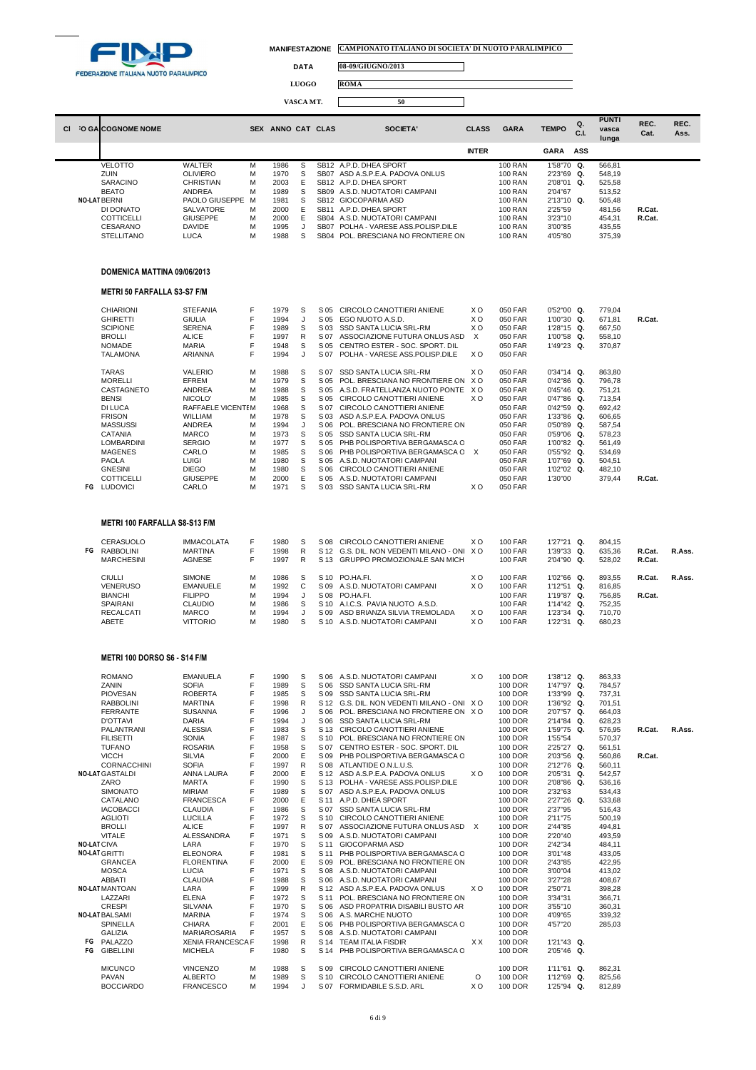FEDERAZIONE ITALIANA NUOTO PARALIMPICO

**MANIFESTAZIONE** CAMPIONATO ITALIANO DI SOCIETA' DI NUOTO PARALIMPICO

**DATA** 08-09/GIUGNO/2013

**LUOGO** ROMA

**VASCA MT.** 50

| Cl | FO GA | COGNOME NOME | | SEX | ANNO | CAT | CLASS | SOCIETA' | CLASS | GARA | TEMPO | Q. C.I. | PUNTI vasca lunga | REC. Cat. | REC. Ass. |
|---|---|---|---|---|---|---|---|---|---|---|---|---|---|---|---|
| | | | | | | | | | INTER | | GARA | ASS | | | |
| | | VELOTTO | WALTER | M | 1986 | S | SB12 | A.P.D. DHEA SPORT | | 100 RAN | 1'58"70 | Q. | 566,81 | | |
| | | ZUIN | OLIVIERO | M | 1970 | S | SB07 | ASD A.S.P.E.A. PADOVA ONLUS | | 100 RAN | 2'23"69 | Q. | 548,19 | | |
| | | SARACINO | CHRISTIAN | M | 2003 | E | SB12 | A.P.D. DHEA SPORT | | 100 RAN | 2'08"01 | Q. | 525,58 | | |
| | | BEATO | ANDREA | M | 1989 | S | SB09 | A.S.D. NUOTATORI CAMPANI | | 100 RAN | 2'04"67 | | 513,52 | | |
| | NO-LAT | BERNI | PAOLO GIUSEPPE | M | 1981 | S | SB12 | GIOCOPARMA ASD | | 100 RAN | 2'13"10 | Q. | 505,48 | | |
| | | DI DONATO | SALVATORE | M | 2000 | E | SB11 | A.P.D. DHEA SPORT | | 100 RAN | 2'25"59 | | 481,56 | R.Cat. | |
| | | COTTICELLI | GIUSEPPE | M | 2000 | E | SB04 | A.S.D. NUOTATORI CAMPANI | | 100 RAN | 3'23"10 | | 454,31 | R.Cat. | |
| | | CESARANO | DAVIDE | M | 1995 | J | SB07 | POLHA - VARESE ASS.POLISP.DILE | | 100 RAN | 3'00"85 | | 435,55 | | |
| | | STELLITANO | LUCA | M | 1988 | S | SB04 | POL. BRESCIANA NO FRONTIERE ON | | 100 RAN | 4'05"80 | | 375,39 | | |

## DOMENICA MATTINA 09/06/2013

### METRI 50 FARFALLA S3-S7 F/M

| Cl | FO GA | COGNOME | NOME | SEX | ANNO | CAT | CLASS | SOCIETA' | CLASS INTER | GARA | TEMPO | Q. | PUNTI | REC. Cat. | REC. Ass. |
|---|---|---|---|---|---|---|---|---|---|---|---|---|---|---|---|
| | | CHIARIONI | STEFANIA | F | 1979 | S | S 05 | CIRCOLO CANOTTIERI ANIENE | X O | 050 FAR | 0'52"00 | Q. | 779,04 | | |
| | | GHIRETTI | GIULIA | F | 1994 | J | S 05 | EGO NUOTO A.S.D. | X O | 050 FAR | 1'00"30 | Q. | 671,81 | R.Cat. | |
| | | SCIPIONE | SERENA | F | 1989 | S | S 03 | SSD SANTA LUCIA SRL-RM | X O | 050 FAR | 1'28"15 | Q. | 667,50 | | |
| | | BROLLI | ALICE | F | 1997 | R | S 07 | ASSOCIAZIONE FUTURA ONLUS ASD | X | 050 FAR | 1'00"58 | Q. | 558,10 | | |
| | | NOMADE | MARIA | F | 1948 | S | S 05 | CENTRO ESTER - SOC. SPORT. DIL | | 050 FAR | 1'49"23 | Q. | 370,87 | | |
| | | TALAMONA | ARIANNA | F | 1994 | J | S 07 | POLHA - VARESE ASS.POLISP.DILE | X O | 050 FAR | | | | | |
| | | TARAS | VALERIO | M | 1988 | S | S 07 | SSD SANTA LUCIA SRL-RM | X O | 050 FAR | 0'34"14 | Q. | 863,80 | | |
| | | MORELLI | EFREM | M | 1979 | S | S 05 | POL. BRESCIANA NO FRONTIERE ON | X O | 050 FAR | 0'42"86 | Q. | 796,78 | | |
| | | CASTAGNETO | ANDREA | M | 1988 | S | S 05 | A.S.D. FRATELLANZA NUOTO PONTE | X O | 050 FAR | 0'45"46 | Q. | 751,21 | | |
| | | BENSI | NICOLO' | M | 1985 | S | S 05 | CIRCOLO CANOTTIERI ANIENE | X O | 050 FAR | 0'47"86 | Q. | 713,54 | | |
| | | DI LUCA | RAFFAELE VICENTE | M | 1968 | S | S 07 | CIRCOLO CANOTTIERI ANIENE | | 050 FAR | 0'42"59 | Q. | 692,42 | | |
| | | FRISON | WILLIAM | M | 1978 | S | S 03 | ASD A.S.P.E.A. PADOVA ONLUS | | 050 FAR | 1'33"86 | Q. | 606,65 | | |
| | | MASSUSSI | ANDREA | M | 1994 | J | S 06 | POL. BRESCIANA NO FRONTIERE ON | | 050 FAR | 0'50"89 | Q. | 587,54 | | |
| | | CATANIA | MARCO | M | 1973 | S | S 05 | SSD SANTA LUCIA SRL-RM | | 050 FAR | 0'59"06 | Q. | 578,23 | | |
| | | LOMBARDINI | SERGIO | M | 1977 | S | S 05 | PHB POLISPORTIVA BERGAMASCA O | | 050 FAR | 1'00"82 | Q. | 561,49 | | |
| | | MAGENES | CARLO | M | 1985 | S | S 06 | PHB POLISPORTIVA BERGAMASCA O | X | 050 FAR | 0'55"92 | Q. | 534,69 | | |
| | | PAOLA | LUIGI | M | 1980 | S | S 05 | A.S.D. NUOTATORI CAMPANI | | 050 FAR | 1'07"69 | Q. | 504,51 | | |
| | | GNESINI | DIEGO | M | 1980 | S | S 06 | CIRCOLO CANOTTIERI ANIENE | | 050 FAR | 1'02"02 | Q. | 482,10 | | |
| | | COTTICELLI | GIUSEPPE | M | 2000 | E | S 05 | A.S.D. NUOTATORI CAMPANI | | 050 FAR | 1'30"00 | | 379,44 | R.Cat. | |
| | FG | LUDOVICI | CARLO | M | 1971 | S | S 03 | SSD SANTA LUCIA SRL-RM | X O | 050 FAR | | | | | |

### METRI 100 FARFALLA S8-S13 F/M

| Cl | FO GA | COGNOME | NOME | SEX | ANNO | CAT | CLASS | SOCIETA' | CLASS INTER | GARA | TEMPO | Q. | PUNTI | REC. Cat. | REC. Ass. |
|---|---|---|---|---|---|---|---|---|---|---|---|---|---|---|---|
| | | CERASUOLO | IMMACOLATA | F | 1980 | S | S 08 | CIRCOLO CANOTTIERI ANIENE | X O | 100 FAR | 1'27"21 | Q. | 804,15 | | |
| | FG | RABBOLINI | MARTINA | F | 1998 | R | S 12 | G.S. DIL. NON VEDENTI MILANO - ONI | X O | 100 FAR | 1'39"33 | Q. | 635,36 | R.Cat. | R.Ass. |
| | | MARCHESINI | AGNESE | F | 1997 | R | S 13 | GRUPPO PROMOZIONALE SAN MICH | | 100 FAR | 2'04"90 | Q. | 528,02 | R.Cat. | |
| | | CIULLI | SIMONE | M | 1986 | S | S 10 | PO.HA.FI. | X O | 100 FAR | 1'02"66 | Q. | 893,55 | R.Cat. | R.Ass. |
| | | VENERUSO | EMANUELE | M | 1992 | C | S 09 | A.S.D. NUOTATORI CAMPANI | X O | 100 FAR | 1'12"51 | Q. | 816,85 | | |
| | | BIANCHI | FILIPPO | M | 1994 | J | S 08 | PO.HA.FI. | | 100 FAR | 1'19"87 | Q. | 756,85 | R.Cat. | |
| | | SPAIRANI | CLAUDIO | M | 1986 | S | S 10 | A.I.C.S. PAVIA NUOTO A.S.D. | | 100 FAR | 1'14"42 | Q. | 752,35 | | |
| | | RECALCATI | MARCO | M | 1994 | J | S 09 | ASD BRIANZA SILVIA TREMOLADA | X O | 100 FAR | 1'23"34 | Q. | 710,70 | | |
| | | ABETE | VITTORIO | M | 1980 | S | S 10 | A.S.D. NUOTATORI CAMPANI | X O | 100 FAR | 1'22"31 | Q. | 680,23 | | |

### METRI 100 DORSO S6 - S14 F/M

| Cl | FO GA | COGNOME | NOME | SEX | ANNO | CAT | CLASS | SOCIETA' | CLASS INTER | GARA | TEMPO | Q. | PUNTI | REC. Cat. | REC. Ass. |
|---|---|---|---|---|---|---|---|---|---|---|---|---|---|---|---|
| | | ROMANO | EMANUELA | F | 1990 | S | S 06 | A.S.D. NUOTATORI CAMPANI | X O | 100 DOR | 1'38"12 | Q. | 863,33 | | |
| | | ZANIN | SOFIA | F | 1989 | S | S 06 | SSD SANTA LUCIA SRL-RM | | 100 DOR | 1'47"97 | Q. | 784,57 | | |
| | | PIOVESAN | ROBERTA | F | 1985 | S | S 09 | SSD SANTA LUCIA SRL-RM | | 100 DOR | 1'33"99 | Q. | 737,31 | | |
| | | RABBOLINI | MARTINA | F | 1998 | R | S 12 | G.S. DIL. NON VEDENTI MILANO - ONI | X O | 100 DOR | 1'36"92 | Q. | 701,51 | | |
| | | FERRANTE | SUSANNA | F | 1996 | J | S 06 | POL. BRESCIANA NO FRONTIERE ON | X O | 100 DOR | 2'07"57 | Q. | 664,03 | | |
| | | D'OTTAVI | DARIA | F | 1994 | J | S 06 | SSD SANTA LUCIA SRL-RM | | 100 DOR | 2'14"84 | Q. | 628,23 | | |
| | | PALANTRANI | ALESSIA | F | 1983 | S | S 13 | CIRCOLO CANOTTIERI ANIENE | | 100 DOR | 1'59"75 | Q. | 576,95 | R.Cat. | R.Ass. |
| | | FILISETTI | SONIA | F | 1987 | S | S 10 | POL. BRESCIANA NO FRONTIERE ON | | 100 DOR | 1'55"54 | | 570,37 | | |
| | | TUFANO | ROSARIA | F | 1958 | S | S 07 | CENTRO ESTER - SOC. SPORT. DIL | | 100 DOR | 2'25"27 | Q. | 561,51 | | |
| | | VICCH | SILVIA | F | 2000 | E | S 09 | PHB POLISPORTIVA BERGAMASCA O | | 100 DOR | 2'03"56 | Q. | 560,86 | R.Cat. | |
| | | CORNACCHINI | SOFIA | F | 1997 | R | S 08 | ATLANTIDE O.N.L.U.S. | | 100 DOR | 2'12"76 | Q. | 560,11 | | |
| | NO-LAT | GASTALDI | ANNA LAURA | F | 2000 | E | S 12 | ASD A.S.P.E.A. PADOVA ONLUS | X O | 100 DOR | 2'05"31 | Q. | 542,57 | | |
| | | ZARO | MARTA | F | 1990 | S | S 13 | POLHA - VARESE ASS.POLISP.DILE | | 100 DOR | 2'08"86 | Q. | 536,16 | | |
| | | SIMONATO | MIRIAM | F | 1989 | S | S 07 | ASD A.S.P.E.A. PADOVA ONLUS | | 100 DOR | 2'32"63 | | 534,43 | | |
| | | CATALANO | FRANCESCA | F | 2000 | E | S 11 | A.P.D. DHEA SPORT | | 100 DOR | 2'27"26 | Q. | 533,68 | | |
| | | IACOBACCI | CLAUDIA | F | 1986 | S | S 07 | SSD SANTA LUCIA SRL-RM | | 100 DOR | 2'37"95 | | 516,43 | | |
| | | AGLIOTI | LUCILLA | F | 1972 | S | S 10 | CIRCOLO CANOTTIERI ANIENE | | 100 DOR | 2'11"75 | | 500,19 | | |
| | | BROLLI | ALICE | F | 1997 | R | S 07 | ASSOCIAZIONE FUTURA ONLUS ASD | X | 100 DOR | 2'44"85 | | 494,81 | | |
| | | VITALE | ALESSANDRA | F | 1971 | S | S 09 | A.S.D. NUOTATORI CAMPANI | | 100 DOR | 2'20"40 | | 493,59 | | |
| | NO-LAT | CIVA | LARA | F | 1970 | S | S 11 | GIOCOPARMA ASD | | 100 DOR | 2'42"34 | | 484,11 | | |
| | NO-LAT | GRITTI | ELEONORA | F | 1981 | S | S 11 | PHB POLISPORTIVA BERGAMASCA O | | 100 DOR | 3'01"48 | | 433,05 | | |
| | | GRANCEA | FLORENTINA | F | 2000 | E | S 09 | POL. BRESCIANA NO FRONTIERE ON | | 100 DOR | 2'43"85 | | 422,95 | | |
| | | MOSCA | LUCIA | F | 1971 | S | S 08 | A.S.D. NUOTATORI CAMPANI | | 100 DOR | 3'00"04 | | 413,02 | | |
| | | ABBATI | CLAUDIA | F | 1988 | S | S 06 | A.S.D. NUOTATORI CAMPANI | | 100 DOR | 3'27"28 | | 408,67 | | |
| | NO-LAT | MANTOAN | LARA | F | 1999 | R | S 12 | ASD A.S.P.E.A. PADOVA ONLUS | X O | 100 DOR | 2'50"71 | | 398,28 | | |
| | | LAZZARI | ELENA | F | 1972 | S | S 11 | POL. BRESCIANA NO FRONTIERE ON | | 100 DOR | 3'34"31 | | 366,71 | | |
| | | CRESPI | SILVANA | F | 1970 | S | S 06 | ASD PROPATRIA DISABILI BUSTO AR | | 100 DOR | 3'55"10 | | 360,31 | | |
| | NO-LAT | BALSAMI | MARINA | F | 1974 | S | S 06 | A.S. MARCHE NUOTO | | 100 DOR | 4'09"65 | | 339,32 | | |
| | | SPINELLA | CHIARA | F | 2001 | E | S 06 | PHB POLISPORTIVA BERGAMASCA O | | 100 DOR | 4'57"20 | | 285,03 | | |
| | | GALIZIA | MARIAROSARIA | F | 1957 | S | S 08 | A.S.D. NUOTATORI CAMPANI | | 100 DOR | | | | | |
| | FG | PALAZZO | XENIA FRANCESCA | F | 1998 | R | S 14 | TEAM ITALIA FISDIR | X X | 100 DOR | 1'21"43 | Q. | | | |
| | FG | GIBELLINI | MICHELA | F | 1980 | S | S 14 | PHB POLISPORTIVA BERGAMASCA O | | 100 DOR | 2'05"46 | Q. | | | |
| | | MICUNCO | VINCENZO | M | 1988 | S | S 09 | CIRCOLO CANOTTIERI ANIENE | | 100 DOR | 1'11"61 | Q. | 862,31 | | |
| | | PAVAN | ALBERTO | M | 1989 | S | S 10 | CIRCOLO CANOTTIERI ANIENE | O | 100 DOR | 1'12"69 | Q. | 825,56 | | |
| | | BOCCIARDO | FRANCESCO | M | 1994 | J | S 07 | FORMIDABILE S.S.D. ARL | X O | 100 DOR | 1'25"94 | Q. | 812,89 | | |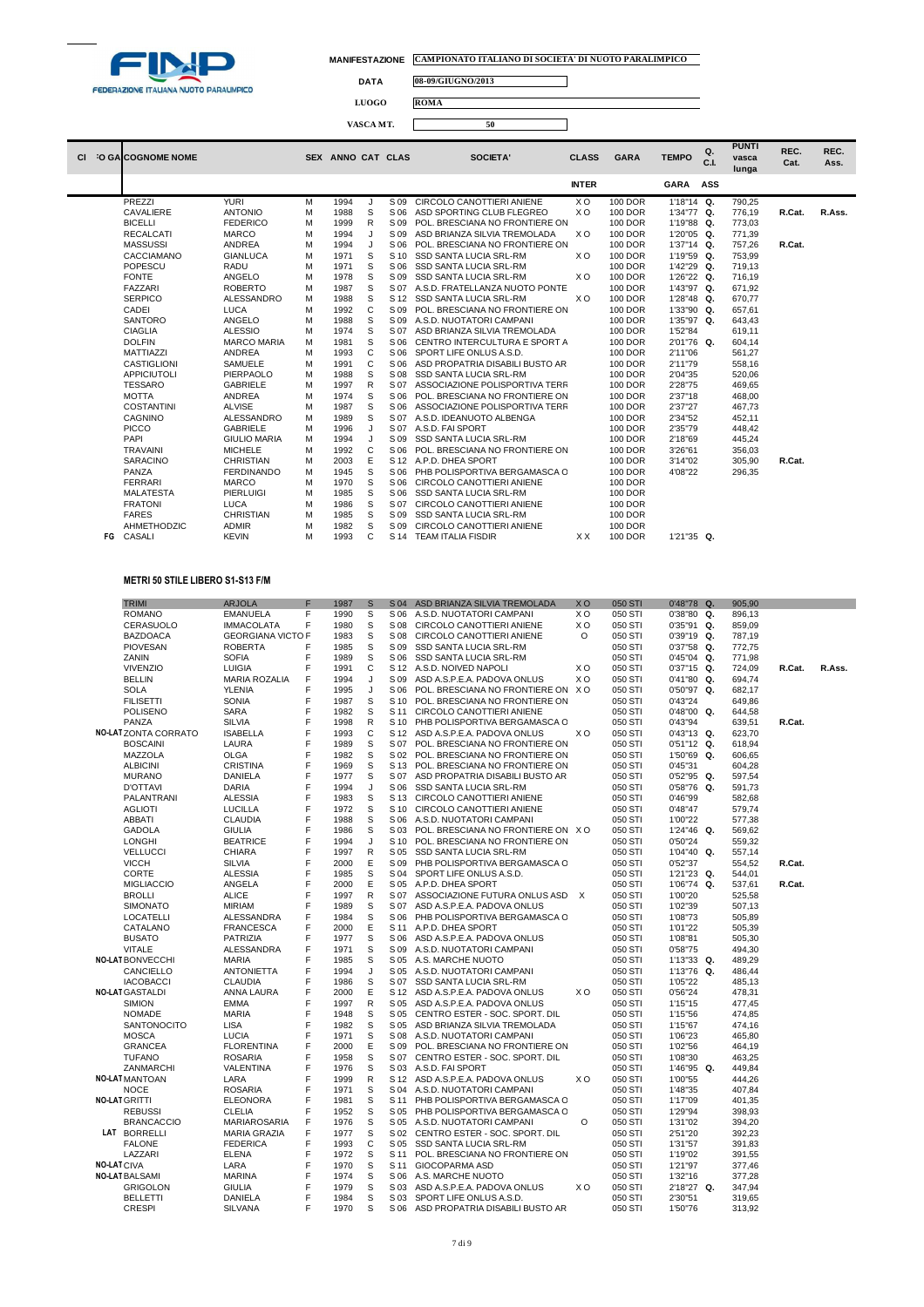FEDERAZIONE ITALIANA NUOTO PARALIMPICO

**MANIFESTAZIONE** CAMPIONATO ITALIANO DI SOCIETA' DI NUOTO PARALIMPICO

**DATA** 08-09/GIUGNO/2013

**LUOGO** ROMA

**VASCA MT.** 50

| Cl | FO GA | COGNOME NOME | | SEX | ANNO | CAT | CLAS | SOCIETA' | CLASS | GARA | TEMPO | Q. C.I. | PUNTI vasca lunga | REC. Cat. | REC. Ass. |
|---|---|---|---|---|---|---|---|---|---|---|---|---|---|---|---|
| | | | | | | | | | INTER | | GARA | ASS | | | |
| | | PREZZI | YURI | M | 1994 | J | S 09 | CIRCOLO CANOTTIERI ANIENE | X O | 100 DOR | 1'18"14 | Q. | 790,25 | | |
| | | CAVALIERE | ANTONIO | M | 1988 | S | S 06 | ASD SPORTING CLUB FLEGREO | X O | 100 DOR | 1'34"77 | Q. | 776,19 | R.Cat. | R.Ass. |
| | | BICELLI | FEDERICO | M | 1999 | R | S 09 | POL. BRESCIANA NO FRONTIERE ON | | 100 DOR | 1'19"88 | Q. | 773,03 | | |
| | | RECALCATI | MARCO | M | 1994 | J | S 09 | ASD BRIANZA SILVIA TREMOLADA | X O | 100 DOR | 1'20"05 | Q. | 771,39 | | |
| | | MASSUSSI | ANDREA | M | 1994 | J | S 06 | POL. BRESCIANA NO FRONTIERE ON | | 100 DOR | 1'37"14 | Q. | 757,26 | R.Cat. | |
| | | CACCIAMANO | GIANLUCA | M | 1971 | S | S 10 | SSD SANTA LUCIA SRL-RM | X O | 100 DOR | 1'19"59 | Q. | 753,99 | | |
| | | POPESCU | RADU | M | 1971 | S | S 06 | SSD SANTA LUCIA SRL-RM | | 100 DOR | 1'42"29 | Q. | 719,13 | | |
| | | FONTE | ANGELO | M | 1978 | S | S 09 | SSD SANTA LUCIA SRL-RM | X O | 100 DOR | 1'26"22 | Q. | 716,19 | | |
| | | FAZZARI | ROBERTO | M | 1987 | S | S 07 | A.S.D. FRATELLANZA NUOTO PONTE | | 100 DOR | 1'43"97 | Q. | 671,92 | | |
| | | SERPICO | ALESSANDRO | M | 1988 | S | S 12 | SSD SANTA LUCIA SRL-RM | X O | 100 DOR | 1'28"48 | Q. | 670,77 | | |
| | | CADEI | LUCA | M | 1992 | C | S 09 | POL. BRESCIANA NO FRONTIERE ON | | 100 DOR | 1'33"90 | Q. | 657,61 | | |
| | | SANTORO | ANGELO | M | 1988 | S | S 09 | A.S.D. NUOTATORI CAMPANI | | 100 DOR | 1'35"97 | Q. | 643,43 | | |
| | | CIAGLIA | ALESSIO | M | 1974 | S | S 07 | ASD BRIANZA SILVIA TREMOLADA | | 100 DOR | 1'52"84 | | 619,11 | | |
| | | DOLFIN | MARCO MARIA | M | 1981 | S | S 06 | CENTRO INTERCULTURA E SPORT A | | 100 DOR | 2'01"76 | Q. | 604,14 | | |
| | | MATTIAZZI | ANDREA | M | 1993 | C | S 06 | SPORT LIFE ONLUS A.S.D. | | 100 DOR | 2'11"06 | | 561,27 | | |
| | | CASTIGLIONI | SAMUELE | M | 1991 | C | S 06 | ASD PROPATRIA DISABILI BUSTO AR | | 100 DOR | 2'11"79 | | 558,16 | | |
| | | APPICIUTOLI | PIERPAOLO | M | 1988 | S | S 08 | SSD SANTA LUCIA SRL-RM | | 100 DOR | 2'04"35 | | 520,06 | | |
| | | TESSARO | GABRIELE | M | 1997 | R | S 07 | ASSOCIAZIONE POLISPORTIVA TERR | | 100 DOR | 2'28"75 | | 469,65 | | |
| | | MOTTA | ANDREA | M | 1974 | S | S 06 | POL. BRESCIANA NO FRONTIERE ON | | 100 DOR | 2'37"18 | | 468,00 | | |
| | | COSTANTINI | ALVISE | M | 1987 | S | S 06 | ASSOCIAZIONE POLISPORTIVA TERR | | 100 DOR | 2'37"27 | | 467,73 | | |
| | | CAGNINO | ALESSANDRO | M | 1989 | S | S 07 | A.S.D. IDEANUOTO ALBENGA | | 100 DOR | 2'34"52 | | 452,11 | | |
| | | PICCO | GABRIELE | M | 1996 | J | S 07 | A.S.D. FAI SPORT | | 100 DOR | 2'35"79 | | 448,42 | | |
| | | PAPI | GIULIO MARIA | M | 1994 | J | S 09 | SSD SANTA LUCIA SRL-RM | | 100 DOR | 2'18"69 | | 445,24 | | |
| | | TRAVAINI | MICHELE | M | 1992 | C | S 06 | POL. BRESCIANA NO FRONTIERE ON | | 100 DOR | 3'26"61 | | 356,03 | | |
| | | SARACINO | CHRISTIAN | M | 2003 | E | S 12 | A.P.D. DHEA SPORT | | 100 DOR | 3'14"02 | | 305,90 | R.Cat. | |
| | | PANZA | FERDINANDO | M | 1945 | S | S 06 | PHB POLISPORTIVA BERGAMASCA O | | 100 DOR | 4'08"22 | | 296,35 | | |
| | | FERRARI | MARCO | M | 1970 | S | S 06 | CIRCOLO CANOTTIERI ANIENE | | 100 DOR | | | | | |
| | | MALATESTA | PIERLUIGI | M | 1985 | S | S 06 | SSD SANTA LUCIA SRL-RM | | 100 DOR | | | | | |
| | | FRATONI | LUCA | M | 1986 | S | S 07 | CIRCOLO CANOTTIERI ANIENE | | 100 DOR | | | | | |
| | | FARES | CHRISTIAN | M | 1985 | S | S 09 | SSD SANTA LUCIA SRL-RM | | 100 DOR | | | | | |
| | | AHMETHODZIC | ADMIR | M | 1982 | S | S 09 | CIRCOLO CANOTTIERI ANIENE | | 100 DOR | | | | | |
| FG | | CASALI | KEVIN | M | 1993 | C | S 14 | TEAM ITALIA FISDIR | X X | 100 DOR | 1'21"35 | Q. | | | |

### METRI 50 STILE LIBERO S1-S13 F/M

| Cl | FO GA | COGNOME NOME | | SEX | ANNO | CAT | CLAS | SOCIETA' | CLASS | GARA | TEMPO | Q. C.I. | PUNTI vasca lunga | REC. Cat. | REC. Ass. |
|---|---|---|---|---|---|---|---|---|---|---|---|---|---|---|---|
| | | TRIMI | ARJOLA | F | 1987 | S | S 04 | ASD BRIANZA SILVIA TREMOLADA | X O | 050 STI | 0'48"78 | Q. | 905,90 | | |
| | | ROMANO | EMANUELA | F | 1990 | S | S 06 | A.S.D. NUOTATORI CAMPANI | X O | 050 STI | 0'38"80 | Q. | 896,13 | | |
| | | CERASUOLO | IMMACOLATA | F | 1980 | S | S 08 | CIRCOLO CANOTTIERI ANIENE | X O | 050 STI | 0'35"91 | Q. | 859,09 | | |
| | | BAZDOACA | GEORGIANA VICTO | F | 1983 | S | S 08 | CIRCOLO CANOTTIERI ANIENE | O | 050 STI | 0'39"19 | Q. | 787,19 | | |
| | | PIOVESAN | ROBERTA | F | 1985 | S | S 09 | SSD SANTA LUCIA SRL-RM | | 050 STI | 0'37"58 | Q. | 772,75 | | |
| | | ZANIN | SOFIA | F | 1989 | S | S 06 | SSD SANTA LUCIA SRL-RM | | 050 STI | 0'45"04 | Q. | 771,98 | | |
| | | VIVENZIO | LUIGIA | F | 1991 | C | S 12 | A.S.D. NOIVED NAPOLI | X O | 050 STI | 0'37"15 | Q. | 724,09 | R.Cat. | R.Ass. |
| | | BELLIN | MARIA ROZALIA | F | 1994 | J | S 09 | ASD A.S.P.E.A. PADOVA ONLUS | X O | 050 STI | 0'41"80 | Q. | 694,74 | | |
| | | SOLA | YLENIA | F | 1995 | J | S 06 | POL. BRESCIANA NO FRONTIERE ON | X O | 050 STI | 0'50"97 | Q. | 682,17 | | |
| | | FILISETTI | SONIA | F | 1987 | S | S 10 | POL. BRESCIANA NO FRONTIERE ON | | 050 STI | 0'43"24 | | 649,86 | | |
| | | POLISENO | SARA | F | 1982 | S | S 11 | CIRCOLO CANOTTIERI ANIENE | | 050 STI | 0'48"00 | Q. | 644,58 | | |
| | | PANZA | SILVIA | F | 1998 | R | S 10 | PHB POLISPORTIVA BERGAMASCA O | | 050 STI | 0'43"94 | | 639,51 | R.Cat. | |
| | NO-LAT | ZONTA CORRATO | ISABELLA | F | 1993 | C | S 12 | ASD A.S.P.E.A. PADOVA ONLUS | X O | 050 STI | 0'43"13 | Q. | 623,70 | | |
| | | BOSCAINI | LAURA | F | 1989 | S | S 07 | POL. BRESCIANA NO FRONTIERE ON | | 050 STI | 0'51"12 | Q. | 618,94 | | |
| | | MAZZOLA | OLGA | F | 1982 | S | S 02 | POL. BRESCIANA NO FRONTIERE ON | | 050 STI | 1'50"69 | Q. | 606,65 | | |
| | | ALBICINI | CRISTINA | F | 1969 | S | S 13 | POL. BRESCIANA NO FRONTIERE ON | | 050 STI | 0'45"31 | | 604,28 | | |
| | | MURANO | DANIELA | F | 1977 | S | S 07 | ASD PROPATRIA DISABILI BUSTO AR | | 050 STI | 0'52"95 | Q. | 597,54 | | |
| | | D'OTTAVI | DARIA | F | 1994 | J | S 06 | SSD SANTA LUCIA SRL-RM | | 050 STI | 0'58"76 | Q. | 591,73 | | |
| | | PALANTRANI | ALESSIA | F | 1983 | S | S 13 | CIRCOLO CANOTTIERI ANIENE | | 050 STI | 0'46"99 | | 582,68 | | |
| | | AGLIOTI | LUCILLA | F | 1972 | S | S 10 | CIRCOLO CANOTTIERI ANIENE | | 050 STI | 0'48"47 | | 579,74 | | |
| | | ABBATI | CLAUDIA | F | 1988 | S | S 06 | A.S.D. NUOTATORI CAMPANI | | 050 STI | 1'00"22 | | 577,38 | | |
| | | GADOLA | GIULIA | F | 1986 | S | S 03 | POL. BRESCIANA NO FRONTIERE ON | X O | 050 STI | 1'24"46 | Q. | 569,62 | | |
| | | LONGHI | BEATRICE | F | 1994 | J | S 10 | POL. BRESCIANA NO FRONTIERE ON | | 050 STI | 0'50"24 | | 559,32 | | |
| | | VELLUCCI | CHIARA | F | 1997 | R | S 05 | SSD SANTA LUCIA SRL-RM | | 050 STI | 1'04"40 | Q. | 557,14 | | |
| | | VICCH | SILVIA | F | 2000 | E | S 09 | PHB POLISPORTIVA BERGAMASCA O | | 050 STI | 0'52"37 | | 554,52 | R.Cat. | |
| | | CORTE | ALESSIA | F | 1985 | S | S 04 | SPORT LIFE ONLUS A.S.D. | | 050 STI | 1'21"23 | Q. | 544,01 | | |
| | | MIGLIACCIO | ANGELA | F | 2000 | E | S 05 | A.P.D. DHEA SPORT | | 050 STI | 1'06"74 | Q. | 537,61 | R.Cat. | |
| | | BROLLI | ALICE | F | 1997 | R | S 07 | ASSOCIAZIONE FUTURA ONLUS ASD | X | 050 STI | 1'00"20 | | 525,58 | | |
| | | SIMONATO | MIRIAM | F | 1989 | S | S 07 | ASD A.S.P.E.A. PADOVA ONLUS | | 050 STI | 1'02"39 | | 507,13 | | |
| | | LOCATELLI | ALESSANDRA | F | 1984 | S | S 06 | PHB POLISPORTIVA BERGAMASCA O | | 050 STI | 1'08"73 | | 505,89 | | |
| | | CATALANO | FRANCESCA | F | 2000 | E | S 11 | A.P.D. DHEA SPORT | | 050 STI | 1'01"22 | | 505,39 | | |
| | | BUSATO | PATRIZIA | F | 1977 | S | S 06 | ASD A.S.P.E.A. PADOVA ONLUS | | 050 STI | 1'08"81 | | 505,30 | | |
| | | VITALE | ALESSANDRA | F | 1971 | S | S 09 | A.S.D. NUOTATORI CAMPANI | | 050 STI | 0'58"75 | | 494,30 | | |
| | NO-LAT | BONVECCHI | MARIA | F | 1985 | S | S 05 | A.S. MARCHE NUOTO | | 050 STI | 1'13"33 | Q. | 489,29 | | |
| | | CANCIELLO | ANTONIETTA | F | 1994 | J | S 05 | A.S.D. NUOTATORI CAMPANI | | 050 STI | 1'13"76 | Q. | 486,44 | | |
| | | IACOBACCI | CLAUDIA | F | 1986 | S | S 07 | SSD SANTA LUCIA SRL-RM | | 050 STI | 1'05"22 | | 485,13 | | |
| | NO-LAT | GASTALDI | ANNA LAURA | F | 2000 | E | S 12 | ASD A.S.P.E.A. PADOVA ONLUS | X O | 050 STI | 0'56"24 | | 478,31 | | |
| | | SIMION | EMMA | F | 1997 | R | S 05 | ASD A.S.P.E.A. PADOVA ONLUS | | 050 STI | 1'15"15 | | 477,45 | | |
| | | NOMADE | MARIA | F | 1948 | S | S 05 | CENTRO ESTER - SOC. SPORT. DIL | | 050 STI | 1'15"56 | | 474,85 | | |
| | | SANTONOCITO | LISA | F | 1982 | S | S 05 | ASD BRIANZA SILVIA TREMOLADA | | 050 STI | 1'15"67 | | 474,16 | | |
| | | MOSCA | LUCIA | F | 1971 | S | S 08 | A.S.D. NUOTATORI CAMPANI | | 050 STI | 1'06"23 | | 465,80 | | |
| | | GRANCEA | FLORENTINA | F | 2000 | E | S 09 | POL. BRESCIANA NO FRONTIERE ON | | 050 STI | 1'02"56 | | 464,19 | | |
| | | TUFANO | ROSARIA | F | 1958 | S | S 07 | CENTRO ESTER - SOC. SPORT. DIL | | 050 STI | 1'08"30 | | 463,25 | | |
| | | ZANMARCHI | VALENTINA | F | 1976 | S | S 03 | A.S.D. FAI SPORT | | 050 STI | 1'46"95 | Q. | 449,84 | | |
| | NO-LAT | MANTOAN | LARA | F | 1999 | R | S 12 | ASD A.S.P.E.A. PADOVA ONLUS | X O | 050 STI | 1'00"55 | | 444,26 | | |
| | | NOCE | ROSARIA | F | 1971 | S | S 04 | A.S.D. NUOTATORI CAMPANI | | 050 STI | 1'48"35 | | 407,84 | | |
| | NO-LAT | GRITTI | ELEONORA | F | 1981 | S | S 11 | PHB POLISPORTIVA BERGAMASCA O | | 050 STI | 1'17"09 | | 401,35 | | |
| | | REBUSSI | CLELIA | F | 1952 | S | S 05 | PHB POLISPORTIVA BERGAMASCA O | | 050 STI | 1'29"94 | | 398,93 | | |
| | | BRANCACCIO | MARIAROSARIA | F | 1976 | S | S 05 | A.S.D. NUOTATORI CAMPANI | O | 050 STI | 1'31"02 | | 394,20 | | |
| | LAT | BORRELLI | MARIA GRAZIA | F | 1977 | S | S 02 | CENTRO ESTER - SOC. SPORT. DIL | | 050 STI | 2'51"20 | | 392,23 | | |
| | | FALONE | FEDERICA | F | 1993 | C | S 05 | SSD SANTA LUCIA SRL-RM | | 050 STI | 1'31"57 | | 391,83 | | |
| | | LAZZARI | ELENA | F | 1972 | S | S 11 | POL. BRESCIANA NO FRONTIERE ON | | 050 STI | 1'19"02 | | 391,55 | | |
| | NO-LAT | CIVA | LARA | F | 1970 | S | S 11 | GIOCOPARMA ASD | | 050 STI | 1'21"97 | | 377,46 | | |
| | NO-LAT | BALSAMI | MARINA | F | 1974 | S | S 06 | A.S. MARCHE NUOTO | | 050 STI | 1'32"16 | | 377,28 | | |
| | | GRIGOLON | GIULIA | F | 1979 | S | S 03 | ASD A.S.P.E.A. PADOVA ONLUS | X O | 050 STI | 2'18"27 | Q. | 347,94 | | |
| | | BELLETTI | DANIELA | F | 1984 | S | S 03 | SPORT LIFE ONLUS A.S.D. | | 050 STI | 2'30"51 | | 319,65 | | |
| | | CRESPI | SILVANA | F | 1970 | S | S 06 | ASD PROPATRIA DISABILI BUSTO AR | | 050 STI | 1'50"76 | | 313,92 | | |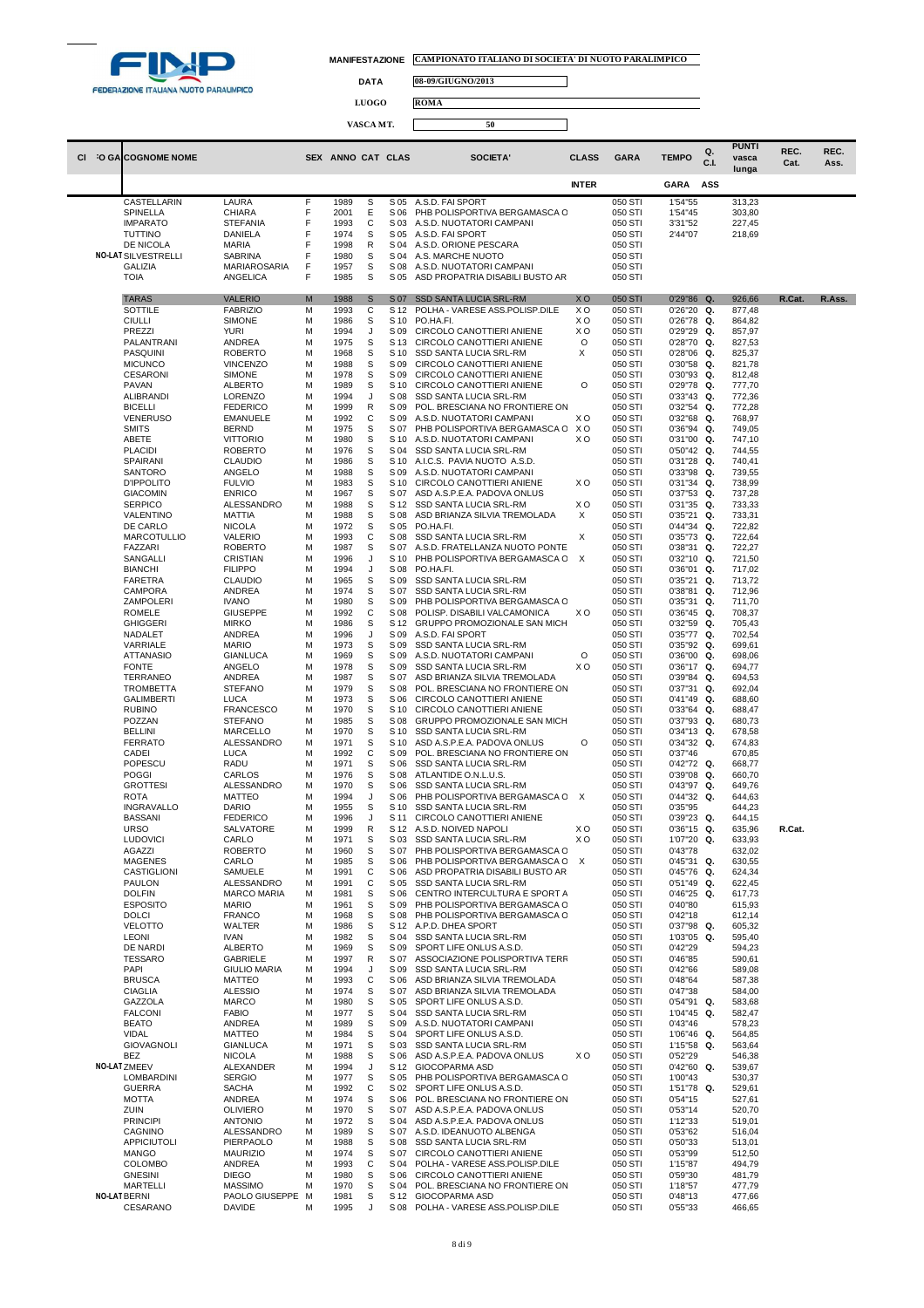**MANIFESTAZIONE** CAMPIONATO ITALIANO DI SOCIETA' DI NUOTO PARALIMPICO

**DATA** 08-09/GIUGNO/2013

**LUOGO** ROMA

**VASCA MT.** 50

| Cl | O GA | COGNOME NOME | | SEX | ANNO | CAT | CLAS | SOCIETA' | CLASS | GARA | TEMPO | Q. C.I. | PUNTI vasca lunga | REC. Cat. | REC. Ass. |
|---|---|---|---|---|---|---|---|---|---|---|---|---|---|---|---|
| | | | | | | | | | INTER | | GARA ASS | | | | |
| | | CASTELLARIN | LAURA | F | 1989 | S | S 05 | A.S.D. FAI SPORT | | 050 STI | 1'54"55 | | 313,23 | | |
| | | SPINELLA | CHIARA | F | 2001 | E | S 06 | PHB POLISPORTIVA BERGAMASCA O | | 050 STI | 1'54"45 | | 303,80 | | |
| | | IMPARATO | STEFANIA | F | 1993 | C | S 03 | A.S.D. NUOTATORI CAMPANI | | 050 STI | 3'31"52 | | 227,45 | | |
| | | TUTTINO | DANIELA | F | 1974 | S | S 05 | A.S.D. FAI SPORT | | 050 STI | 2'44"07 | | 218,69 | | |
| | | DE NICOLA | MARIA | F | 1998 | R | S 04 | A.S.D. ORIONE PESCARA | | 050 STI | | | | | |
| | NO-LAT | SILVESTRELLI | SABRINA | F | 1980 | S | S 04 | A.S. MARCHE NUOTO | | 050 STI | | | | | |
| | | GALIZIA | MARIAROSARIA | F | 1957 | S | S 08 | A.S.D. NUOTATORI CAMPANI | | 050 STI | | | | | |
| | | TOIA | ANGELICA | F | 1985 | S | S 05 | ASD PROPATRIA DISABILI BUSTO AR | | 050 STI | | | | | |
| | | TARAS | VALERIO | M | 1988 | S | S 07 | SSD SANTA LUCIA SRL-RM | X O | 050 STI | 0'29"86 | Q. | 926,66 | R.Cat. | R.Ass. |
| | | SOTTILE | FABRIZIO | M | 1993 | C | S 12 | POLHA - VARESE ASS.POLISP.DILE | X O | 050 STI | 0'26"20 | Q. | 877,48 | | |
| | | CIULLI | SIMONE | M | 1986 | S | S 10 | PO.HA.FI. | X O | 050 STI | 0'26"78 | Q. | 864,82 | | |
| | | PREZZI | YURI | M | 1994 | J | S 09 | CIRCOLO CANOTTIERI ANIENE | X O | 050 STI | 0'29"29 | Q. | 857,97 | | |
| | | PALANTRANI | ANDREA | M | 1975 | S | S 13 | CIRCOLO CANOTTIERI ANIENE | O | 050 STI | 0'28"70 | Q. | 827,53 | | |
| | | PASQUINI | ROBERTO | M | 1968 | S | S 10 | SSD SANTA LUCIA SRL-RM | X | 050 STI | 0'28"06 | Q. | 825,37 | | |
| | | MICUNCO | VINCENZO | M | 1988 | S | S 09 | CIRCOLO CANOTTIERI ANIENE | | 050 STI | 0'30"58 | Q. | 821,78 | | |
| | | CESARONI | SIMONE | M | 1978 | S | S 09 | CIRCOLO CANOTTIERI ANIENE | | 050 STI | 0'30"93 | Q. | 812,48 | | |
| | | PAVAN | ALBERTO | M | 1989 | S | S 10 | CIRCOLO CANOTTIERI ANIENE | O | 050 STI | 0'29"78 | Q. | 777,70 | | |
| | | ALIBRANDI | LORENZO | M | 1994 | J | S 08 | SSD SANTA LUCIA SRL-RM | | 050 STI | 0'33"43 | Q. | 772,36 | | |
| | | BICELLI | FEDERICO | M | 1999 | R | S 09 | POL. BRESCIANA NO FRONTIERE ON | | 050 STI | 0'32"54 | Q. | 772,28 | | |
| | | VENERUSO | EMANUELE | M | 1992 | C | S 09 | A.S.D. NUOTATORI CAMPANI | X O | 050 STI | 0'32"68 | Q. | 768,97 | | |
| | | SMITS | BERND | M | 1975 | S | S 07 | PHB POLISPORTIVA BERGAMASCA O | X O | 050 STI | 0'36"94 | Q. | 749,05 | | |
| | | ABETE | VITTORIO | M | 1980 | S | S 10 | A.S.D. NUOTATORI CAMPANI | X O | 050 STI | 0'31"00 | Q. | 747,10 | | |
| | | PLACIDI | ROBERTO | M | 1976 | S | S 04 | SSD SANTA LUCIA SRL-RM | | 050 STI | 0'50"42 | Q. | 744,55 | | |
| | | SPAIRANI | CLAUDIO | M | 1986 | S | S 10 | A.I.C.S. PAVIA NUOTO A.S.D. | | 050 STI | 0'31"28 | Q. | 740,41 | | |
| | | SANTORO | ANGELO | M | 1988 | S | S 09 | A.S.D. NUOTATORI CAMPANI | | 050 STI | 0'33"98 | Q. | 739,55 | | |
| | | D'IPPOLITO | FULVIO | M | 1983 | S | S 10 | CIRCOLO CANOTTIERI ANIENE | X O | 050 STI | 0'31"34 | Q. | 738,99 | | |
| | | GIACOMIN | ENRICO | M | 1967 | S | S 07 | ASD A.S.P.E.A. PADOVA ONLUS | | 050 STI | 0'37"53 | Q. | 737,28 | | |
| | | SERPICO | ALESSANDRO | M | 1988 | S | S 12 | SSD SANTA LUCIA SRL-RM | X O | 050 STI | 0'31"35 | Q. | 733,33 | | |
| | | VALENTINO | MATTIA | M | 1988 | S | S 08 | ASD BRIANZA SILVIA TREMOLADA | X | 050 STI | 0'35"21 | Q. | 733,31 | | |
| | | DE CARLO | NICOLA | M | 1972 | S | S 05 | PO.HA.FI. | | 050 STI | 0'44"34 | Q. | 722,82 | | |
| | | MARCOTULLIO | VALERIO | M | 1993 | C | S 08 | SSD SANTA LUCIA SRL-RM | X | 050 STI | 0'35"73 | Q. | 722,64 | | |
| | | FAZZARI | ROBERTO | M | 1987 | S | S 07 | A.S.D. FRATELLANZA NUOTO PONTE | | 050 STI | 0'38"31 | Q. | 722,27 | | |
| | | SANGALLI | CRISTIAN | M | 1996 | J | S 10 | PHB POLISPORTIVA BERGAMASCA O | X | 050 STI | 0'32"10 | Q. | 721,50 | | |
| | | BIANCHI | FILIPPO | M | 1994 | J | S 08 | PO.HA.FI. | | 050 STI | 0'36"01 | Q. | 717,02 | | |
| | | FARETRA | CLAUDIO | M | 1965 | S | S 09 | SSD SANTA LUCIA SRL-RM | | 050 STI | 0'35"21 | Q. | 713,72 | | |
| | | CAMPORA | ANDREA | M | 1974 | S | S 07 | SSD SANTA LUCIA SRL-RM | | 050 STI | 0'38"81 | Q. | 712,96 | | |
| | | ZAMPOLERI | IVANO | M | 1980 | S | S 09 | PHB POLISPORTIVA BERGAMASCA O | | 050 STI | 0'35"31 | Q. | 711,70 | | |
| | | ROMELE | GIUSEPPE | M | 1992 | C | S 08 | POLISP. DISABILI VALCAMONICA | X O | 050 STI | 0'36"45 | Q. | 708,37 | | |
| | | GHIGGERI | MIRKO | M | 1986 | S | S 12 | GRUPPO PROMOZIONALE SAN MICH | | 050 STI | 0'32"59 | Q. | 705,43 | | |
| | | NADALET | ANDREA | M | 1996 | J | S 09 | A.S.D. FAI SPORT | | 050 STI | 0'35"77 | Q. | 702,54 | | |
| | | VARRIALE | MARIO | M | 1973 | S | S 09 | SSD SANTA LUCIA SRL-RM | | 050 STI | 0'35"92 | Q. | 699,61 | | |
| | | ATTANASIO | GIANLUCA | M | 1969 | S | S 09 | A.S.D. NUOTATORI CAMPANI | O | 050 STI | 0'36"00 | Q. | 698,06 | | |
| | | FONTE | ANGELO | M | 1978 | S | S 09 | SSD SANTA LUCIA SRL-RM | X O | 050 STI | 0'36"17 | Q. | 694,77 | | |
| | | TERRANEO | ANDREA | M | 1987 | S | S 07 | ASD BRIANZA SILVIA TREMOLADA | | 050 STI | 0'39"84 | Q. | 694,53 | | |
| | | TROMBETTA | STEFANO | M | 1979 | S | S 08 | POL. BRESCIANA NO FRONTIERE ON | | 050 STI | 0'37"31 | Q. | 692,04 | | |
| | | GALIMBERTI | LUCA | M | 1973 | S | S 06 | CIRCOLO CANOTTIERI ANIENE | | 050 STI | 0'41"49 | Q. | 688,60 | | |
| | | RUBINO | FRANCESCO | M | 1970 | S | S 10 | CIRCOLO CANOTTIERI ANIENE | | 050 STI | 0'33"64 | Q. | 688,47 | | |
| | | POZZAN | STEFANO | M | 1985 | S | S 08 | GRUPPO PROMOZIONALE SAN MICH | | 050 STI | 0'37"93 | Q. | 680,73 | | |
| | | BELLINI | MARCELLO | M | 1970 | S | S 10 | SSD SANTA LUCIA SRL-RM | | 050 STI | 0'34"13 | Q. | 678,58 | | |
| | | FERRATO | ALESSANDRO | M | 1971 | S | S 10 | ASD A.S.P.E.A. PADOVA ONLUS | O | 050 STI | 0'34"32 | Q. | 674,83 | | |
| | | CADEI | LUCA | M | 1992 | C | S 09 | POL. BRESCIANA NO FRONTIERE ON | | 050 STI | 0'37"46 | | 670,85 | | |
| | | POPESCU | RADU | M | 1971 | S | S 06 | SSD SANTA LUCIA SRL-RM | | 050 STI | 0'42"72 | Q. | 668,77 | | |
| | | POGGI | CARLOS | M | 1976 | S | S 08 | ATLANTIDE O.N.L.U.S. | | 050 STI | 0'39"08 | Q. | 660,70 | | |
| | | GROTTESI | ALESSANDRO | M | 1970 | S | S 06 | SSD SANTA LUCIA SRL-RM | | 050 STI | 0'43"97 | Q. | 649,76 | | |
| | | ROTA | MATTEO | M | 1994 | J | S 06 | PHB POLISPORTIVA BERGAMASCA O | X | 050 STI | 0'44"32 | Q. | 644,63 | | |
| | | INGRAVALLO | DARIO | M | 1955 | S | S 10 | SSD SANTA LUCIA SRL-RM | | 050 STI | 0'35"95 | | 644,23 | | |
| | | BASSANI | FEDERICO | M | 1996 | J | S 11 | CIRCOLO CANOTTIERI ANIENE | | 050 STI | 0'39"23 | Q. | 644,15 | | |
| | | URSO | SALVATORE | M | 1999 | R | S 12 | A.S.D. NOIVED NAPOLI | X O | 050 STI | 0'36"15 | Q. | 635,96 | R.Cat. | |
| | | LUDOVICI | CARLO | M | 1971 | S | S 03 | SSD SANTA LUCIA SRL-RM | X O | 050 STI | 1'07"20 | Q. | 633,93 | | |
| | | AGAZZI | ROBERTO | M | 1960 | S | S 07 | PHB POLISPORTIVA BERGAMASCA O | | 050 STI | 0'43"78 | | 632,02 | | |
| | | MAGENES | CARLO | M | 1985 | S | S 06 | PHB POLISPORTIVA BERGAMASCA O | X | 050 STI | 0'45"31 | Q. | 630,55 | | |
| | | CASTIGLIONI | SAMUELE | M | 1991 | C | S 06 | ASD PROPATRIA DISABILI BUSTO AR | | 050 STI | 0'45"76 | Q. | 624,34 | | |
| | | PAULON | ALESSANDRO | M | 1991 | C | S 05 | SSD SANTA LUCIA SRL-RM | | 050 STI | 0'51"49 | Q. | 622,45 | | |
| | | DOLFIN | MARCO MARIA | M | 1981 | S | S 06 | CENTRO INTERCULTURA E SPORT A | | 050 STI | 0'46"25 | Q. | 617,73 | | |
| | | ESPOSITO | MARIO | M | 1961 | S | S 09 | PHB POLISPORTIVA BERGAMASCA O | | 050 STI | 0'40"80 | | 615,93 | | |
| | | DOLCI | FRANCO | M | 1968 | S | S 08 | PHB POLISPORTIVA BERGAMASCA O | | 050 STI | 0'42"18 | | 612,14 | | |
| | | VELOTTO | WALTER | M | 1986 | S | S 12 | A.P.D. DHEA SPORT | | 050 STI | 0'37"98 | Q. | 605,32 | | |
| | | LEONI | IVAN | M | 1982 | S | S 04 | SSD SANTA LUCIA SRL-RM | | 050 STI | 1'03"05 | Q. | 595,40 | | |
| | | DE NARDI | ALBERTO | M | 1969 | S | S 09 | SPORT LIFE ONLUS A.S.D. | | 050 STI | 0'42"29 | | 594,23 | | |
| | | TESSARO | GABRIELE | M | 1997 | R | S 07 | ASSOCIAZIONE POLISPORTIVA TERR | | 050 STI | 0'46"85 | | 590,61 | | |
| | | PAPI | GIULIO MARIA | M | 1994 | J | S 09 | SSD SANTA LUCIA SRL-RM | | 050 STI | 0'42"66 | | 589,08 | | |
| | | BRUSCA | MATTEO | M | 1993 | C | S 06 | ASD BRIANZA SILVIA TREMOLADA | | 050 STI | 0'48"64 | | 587,38 | | |
| | | CIAGLIA | ALESSIO | M | 1974 | S | S 07 | ASD BRIANZA SILVIA TREMOLADA | | 050 STI | 0'47"38 | | 584,00 | | |
| | | GAZZOLA | MARCO | M | 1980 | S | S 05 | SPORT LIFE ONLUS A.S.D. | | 050 STI | 0'54"91 | Q. | 583,68 | | |
| | | FALCONI | FABIO | M | 1977 | S | S 04 | SSD SANTA LUCIA SRL-RM | | 050 STI | 1'04"45 | Q. | 582,47 | | |
| | | BEATO | ANDREA | M | 1989 | S | S 09 | A.S.D. NUOTATORI CAMPANI | | 050 STI | 0'43"46 | | 578,23 | | |
| | | VIDAL | MATTEO | M | 1984 | S | S 04 | SPORT LIFE ONLUS A.S.D. | | 050 STI | 1'06"46 | Q. | 564,85 | | |
| | | GIOVAGNOLI | GIANLUCA | M | 1971 | S | S 03 | SSD SANTA LUCIA SRL-RM | | 050 STI | 1'15"58 | Q. | 563,64 | | |
| | | BEZ | NICOLA | M | 1988 | S | S 06 | ASD A.S.P.E.A. PADOVA ONLUS | X O | 050 STI | 0'52"29 | | 546,38 | | |
| | NO-LAT | ZMEEV | ALEXANDER | M | 1994 | J | S 12 | GIOCOPARMA ASD | | 050 STI | 0'42"60 | Q. | 539,67 | | |
| | | LOMBARDINI | SERGIO | M | 1977 | S | S 05 | PHB POLISPORTIVA BERGAMASCA O | | 050 STI | 1'00"43 | | 530,37 | | |
| | | GUERRA | SACHA | M | 1992 | C | S 02 | SPORT LIFE ONLUS A.S.D. | | 050 STI | 1'51"78 | Q. | 529,61 | | |
| | | MOTTA | ANDREA | M | 1974 | S | S 06 | POL. BRESCIANA NO FRONTIERE ON | | 050 STI | 0'54"15 | | 527,61 | | |
| | | ZUIN | OLIVIERO | M | 1970 | S | S 07 | ASD A.S.P.E.A. PADOVA ONLUS | | 050 STI | 0'53"14 | | 520,70 | | |
| | | PRINCIPI | ANTONIO | M | 1972 | S | S 04 | ASD A.S.P.E.A. PADOVA ONLUS | | 050 STI | 1'12"33 | | 519,01 | | |
| | | CAGNINO | ALESSANDRO | M | 1989 | S | S 07 | A.S.D. IDEANUOTO ALBENGA | | 050 STI | 0'53"62 | | 516,04 | | |
| | | APPICIUTOLI | PIERPAOLO | M | 1988 | S | S 08 | SSD SANTA LUCIA SRL-RM | | 050 STI | 0'50"33 | | 513,01 | | |
| | | MANGO | MAURIZIO | M | 1974 | S | S 07 | CIRCOLO CANOTTIERI ANIENE | | 050 STI | 0'53"99 | | 512,50 | | |
| | | COLOMBO | ANDREA | M | 1993 | C | S 04 | POLHA - VARESE ASS.POLISP.DILE | | 050 STI | 1'15"87 | | 494,79 | | |
| | | GNESINI | DIEGO | M | 1980 | S | S 06 | CIRCOLO CANOTTIERI ANIENE | | 050 STI | 0'59"30 | | 481,79 | | |
| | | MARTELLI | MASSIMO | M | 1970 | S | S 04 | POL. BRESCIANA NO FRONTIERE ON | | 050 STI | 1'18"57 | | 477,79 | | |
| | NO-LAT | BERNI | PAOLO GIUSEPPE | M | 1981 | S | S 12 | GIOCOPARMA ASD | | 050 STI | 0'48"13 | | 477,66 | | |
| | | CESARANO | DAVIDE | M | 1995 | J | S 08 | POLHA - VARESE ASS.POLISP.DILE | | 050 STI | 0'55"33 | | 466,65 | | |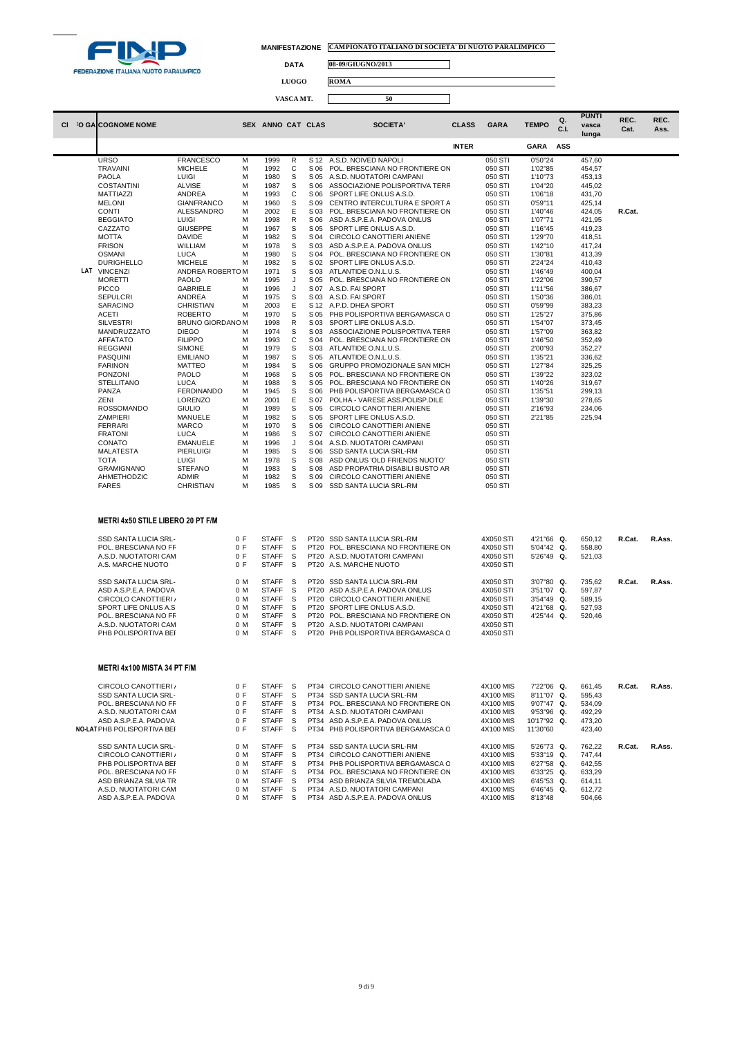**MANIFESTAZIONE** CAMPIONATO ITALIANO DI SOCIETA' DI NUOTO PARALIMPICO

**DATA** 08-09/GIUGNO/2013

**LUOGO** ROMA

**VASCA MT.** 50

| Cl | FO GA | COGNOME NOME | | SEX | ANNO | CAT | CLAS | SOCIETA' | CLASS | GARA | TEMPO | Q. C.I. | PUNTI vasca lunga | REC. Cat. | REC. Ass. |
|---|---|---|---|---|---|---|---|---|---|---|---|---|---|---|---|
| | | | | | | | | | INTER | | GARA | ASS | | | |
| | | URSO | FRANCESCO | M | 1999 | R | S 12 | A.S.D. NOIVED NAPOLI | | 050 STI | 0'50"24 | | 457,60 | | |
| | | TRAVAINI | MICHELE | M | 1992 | C | S 06 | POL. BRESCIANA NO FRONTIERE ON | | 050 STI | 1'02"85 | | 454,57 | | |
| | | PAOLA | LUIGI | M | 1980 | S | S 05 | A.S.D. NUOTATORI CAMPANI | | 050 STI | 1'10"73 | | 453,13 | | |
| | | COSTANTINI | ALVISE | M | 1987 | S | S 06 | ASSOCIAZIONE POLISPORTIVA TERR | | 050 STI | 1'04"20 | | 445,02 | | |
| | | MATTIAZZI | ANDREA | M | 1993 | C | S 06 | SPORT LIFE ONLUS A.S.D. | | 050 STI | 1'06"18 | | 431,70 | | |
| | | MELONI | GIANFRANCO | M | 1960 | S | S 09 | CENTRO INTERCULTURA E SPORT A | | 050 STI | 0'59"11 | | 425,14 | | |
| | | CONTI | ALESSANDRO | M | 2002 | E | S 03 | POL. BRESCIANA NO FRONTIERE ON | | 050 STI | 1'40"46 | | 424,05 | R.Cat. | |
| | | BEGGIATO | LUIGI | M | 1998 | R | S 06 | ASD A.S.P.E.A. PADOVA ONLUS | | 050 STI | 1'07"71 | | 421,95 | | |
| | | CAZZATO | GIUSEPPE | M | 1967 | S | S 05 | SPORT LIFE ONLUS A.S.D. | | 050 STI | 1'16"45 | | 419,23 | | |
| | | MOTTA | DAVIDE | M | 1982 | S | S 04 | CIRCOLO CANOTTIERI ANIENE | | 050 STI | 1'29"70 | | 418,51 | | |
| | | FRISON | WILLIAM | M | 1978 | S | S 03 | ASD A.S.P.E.A. PADOVA ONLUS | | 050 STI | 1'42"10 | | 417,24 | | |
| | | OSMANI | LUCA | M | 1980 | S | S 04 | POL. BRESCIANA NO FRONTIERE ON | | 050 STI | 1'30"81 | | 413,39 | | |
| | | DURIGHELLO | MICHELE | M | 1982 | S | S 02 | SPORT LIFE ONLUS A.S.D. | | 050 STI | 2'24"24 | | 410,43 | | |
| | LAT | VINCENZI | ANDREA ROBERTO | M | 1971 | S | S 03 | ATLANTIDE O.N.L.U.S. | | 050 STI | 1'46"49 | | 400,04 | | |
| | | MORETTI | PAOLO | M | 1995 | J | S 05 | POL. BRESCIANA NO FRONTIERE ON | | 050 STI | 1'22"06 | | 390,57 | | |
| | | PICCO | GABRIELE | M | 1996 | J | S 07 | A.S.D. FAI SPORT | | 050 STI | 1'11"56 | | 386,67 | | |
| | | SEPULCRI | ANDREA | M | 1975 | S | S 03 | A.S.D. FAI SPORT | | 050 STI | 1'50"36 | | 386,01 | | |
| | | SARACINO | CHRISTIAN | M | 2003 | E | S 12 | A.P.D. DHEA SPORT | | 050 STI | 0'59"99 | | 383,23 | | |
| | | ACETI | ROBERTO | M | 1970 | S | S 05 | PHB POLISPORTIVA BERGAMASCA O | | 050 STI | 1'25"27 | | 375,86 | | |
| | | SILVESTRI | BRUNO GIORDANO | M | 1998 | R | S 03 | SPORT LIFE ONLUS A.S.D. | | 050 STI | 1'54"07 | | 373,45 | | |
| | | MANDRUZZATO | DIEGO | M | 1974 | S | S 03 | ASSOCIAZIONE POLISPORTIVA TERR | | 050 STI | 1'57"09 | | 363,82 | | |
| | | AFFATATO | FILIPPO | M | 1993 | C | S 04 | POL. BRESCIANA NO FRONTIERE ON | | 050 STI | 1'46"50 | | 352,49 | | |
| | | REGGIANI | SIMONE | M | 1979 | S | S 03 | ATLANTIDE O.N.L.U.S. | | 050 STI | 2'00"93 | | 352,27 | | |
| | | PASQUINI | EMILIANO | M | 1987 | S | S 05 | ATLANTIDE O.N.L.U.S. | | 050 STI | 1'35"21 | | 336,62 | | |
| | | FARINON | MATTEO | M | 1984 | S | S 06 | GRUPPO PROMOZIONALE SAN MICH | | 050 STI | 1'27"84 | | 325,25 | | |
| | | PONZONI | PAOLO | M | 1968 | S | S 05 | POL. BRESCIANA NO FRONTIERE ON | | 050 STI | 1'39"22 | | 323,02 | | |
| | | STELLITANO | LUCA | M | 1988 | S | S 05 | POL. BRESCIANA NO FRONTIERE ON | | 050 STI | 1'40"26 | | 319,67 | | |
| | | PANZA | FERDINANDO | M | 1945 | S | S 06 | PHB POLISPORTIVA BERGAMASCA O | | 050 STI | 1'35"51 | | 299,13 | | |
| | | ZENI | LORENZO | M | 2001 | E | S 07 | POLHA - VARESE ASS.POLISP.DILE | | 050 STI | 1'39"30 | | 278,65 | | |
| | | ROSSOMANDO | GIULIO | M | 1989 | S | S 05 | CIRCOLO CANOTTIERI ANIENE | | 050 STI | 2'16"93 | | 234,06 | | |
| | | ZAMPIERI | MANUELE | M | 1982 | S | S 05 | SPORT LIFE ONLUS A.S.D. | | 050 STI | 2'21"85 | | 225,94 | | |
| | | FERRARI | MARCO | M | 1970 | S | S 06 | CIRCOLO CANOTTIERI ANIENE | | 050 STI | | | | | |
| | | FRATONI | LUCA | M | 1986 | S | S 07 | CIRCOLO CANOTTIERI ANIENE | | 050 STI | | | | | |
| | | CONATO | EMANUELE | M | 1996 | J | S 04 | A.S.D. NUOTATORI CAMPANI | | 050 STI | | | | | |
| | | MALATESTA | PIERLUIGI | M | 1985 | S | S 06 | SSD SANTA LUCIA SRL-RM | | 050 STI | | | | | |
| | | TOTA | LUIGI | M | 1978 | S | S 08 | ASD ONLUS 'OLD FRIENDS NUOTO' | | 050 STI | | | | | |
| | | GRAMIGNANO | STEFANO | M | 1983 | S | S 08 | ASD PROPATRIA DISABILI BUSTO AR | | 050 STI | | | | | |
| | | AHMETHODZIC | ADMIR | M | 1982 | S | S 09 | CIRCOLO CANOTTIERI ANIENE | | 050 STI | | | | | |
| | | FARES | CHRISTIAN | M | 1985 | S | S 09 | SSD SANTA LUCIA SRL-RM | | 050 STI | | | | | |

### METRI 4x50 STILE LIBERO 20 PT F/M

| Cl | FO GA | COGNOME NOME | SEX | ANNO | CAT | CLAS | SOCIETA' | GARA | TEMPO | Q. | PUNTI | REC. Cat. | REC. Ass. |
|---|---|---|---|---|---|---|---|---|---|---|---|---|---|
| | | SSD SANTA LUCIA SRL- | 0 F | STAFF | S | PT20 | SSD SANTA LUCIA SRL-RM | 4X050 STI | 4'21"66 | Q. | 650,12 | R.Cat. | R.Ass. |
| | | POL. BRESCIANA NO FR | 0 F | STAFF | S | PT20 | POL. BRESCIANA NO FRONTIERE ON | 4X050 STI | 5'04"42 | Q. | 558,80 | | |
| | | A.S.D. NUOTATORI CAM | 0 F | STAFF | S | PT20 | A.S.D. NUOTATORI CAMPANI | 4X050 STI | 5'26"49 | Q. | 521,03 | | |
| | | A.S. MARCHE NUOTO | 0 F | STAFF | S | PT20 | A.S. MARCHE NUOTO | 4X050 STI | | | | | |
| | | SSD SANTA LUCIA SRL- | 0 M | STAFF | S | PT20 | SSD SANTA LUCIA SRL-RM | 4X050 STI | 3'07"80 | Q. | 735,62 | R.Cat. | R.Ass. |
| | | ASD A.S.P.E.A. PADOVA | 0 M | STAFF | S | PT20 | ASD A.S.P.E.A. PADOVA ONLUS | 4X050 STI | 3'51"07 | Q. | 597,87 | | |
| | | CIRCOLO CANOTTIERI A | 0 M | STAFF | S | PT20 | CIRCOLO CANOTTIERI ANIENE | 4X050 STI | 3'54"49 | Q. | 589,15 | | |
| | | SPORT LIFE ONLUS A.S | 0 M | STAFF | S | PT20 | SPORT LIFE ONLUS A.S.D. | 4X050 STI | 4'21"68 | Q. | 527,93 | | |
| | | POL. BRESCIANA NO FR | 0 M | STAFF | S | PT20 | POL. BRESCIANA NO FRONTIERE ON | 4X050 STI | 4'25"44 | Q. | 520,46 | | |
| | | A.S.D. NUOTATORI CAM | 0 M | STAFF | S | PT20 | A.S.D. NUOTATORI CAMPANI | 4X050 STI | | | | | |
| | | PHB POLISPORTIVA BEF | 0 M | STAFF | S | PT20 | PHB POLISPORTIVA BERGAMASCA O | 4X050 STI | | | | | |

### METRI 4x100 MISTA 34 PT F/M

| Cl | FO GA | COGNOME NOME | SEX | ANNO | CAT | CLAS | SOCIETA' | GARA | TEMPO | Q. | PUNTI | REC. Cat. | REC. Ass. |
|---|---|---|---|---|---|---|---|---|---|---|---|---|---|
| | | CIRCOLO CANOTTIERI A | 0 F | STAFF | S | PT34 | CIRCOLO CANOTTIERI ANIENE | 4X100 MIS | 7'22"06 | Q. | 661,45 | R.Cat. | R.Ass. |
| | | SSD SANTA LUCIA SRL- | 0 F | STAFF | S | PT34 | SSD SANTA LUCIA SRL-RM | 4X100 MIS | 8'11"07 | Q. | 595,43 | | |
| | | POL. BRESCIANA NO FR | 0 F | STAFF | S | PT34 | POL. BRESCIANA NO FRONTIERE ON | 4X100 MIS | 9'07"47 | Q. | 534,09 | | |
| | | A.S.D. NUOTATORI CAM | 0 F | STAFF | S | PT34 | A.S.D. NUOTATORI CAMPANI | 4X100 MIS | 9'53"96 | Q. | 492,29 | | |
| | | ASD A.S.P.E.A. PADOVA | 0 F | STAFF | S | PT34 | ASD A.S.P.E.A. PADOVA ONLUS | 4X100 MIS | 10'17"92 | Q. | 473,20 | | |
| | NO-LAT | PHB POLISPORTIVA BEF | 0 F | STAFF | S | PT34 | PHB POLISPORTIVA BERGAMASCA O | 4X100 MIS | 11'30"60 | | 423,40 | | |
| | | SSD SANTA LUCIA SRL- | 0 M | STAFF | S | PT34 | SSD SANTA LUCIA SRL-RM | 4X100 MIS | 5'26"73 | Q. | 762,22 | R.Cat. | R.Ass. |
| | | CIRCOLO CANOTTIERI A | 0 M | STAFF | S | PT34 | CIRCOLO CANOTTIERI ANIENE | 4X100 MIS | 5'33"19 | Q. | 747,44 | | |
| | | PHB POLISPORTIVA BEF | 0 M | STAFF | S | PT34 | PHB POLISPORTIVA BERGAMASCA O | 4X100 MIS | 6'27"58 | Q. | 642,55 | | |
| | | POL. BRESCIANA NO FR | 0 M | STAFF | S | PT34 | POL. BRESCIANA NO FRONTIERE ON | 4X100 MIS | 6'33"25 | Q. | 633,29 | | |
| | | ASD BRIANZA SILVIA TR | 0 M | STAFF | S | PT34 | ASD BRIANZA SILVIA TREMOLADA | 4X100 MIS | 6'45"53 | Q. | 614,11 | | |
| | | A.S.D. NUOTATORI CAM | 0 M | STAFF | S | PT34 | A.S.D. NUOTATORI CAMPANI | 4X100 MIS | 6'46"45 | Q. | 612,72 | | |
| | | ASD A.S.P.E.A. PADOVA | 0 M | STAFF | S | PT34 | ASD A.S.P.E.A. PADOVA ONLUS | 4X100 MIS | 8'13"48 | | 504,66 | | |